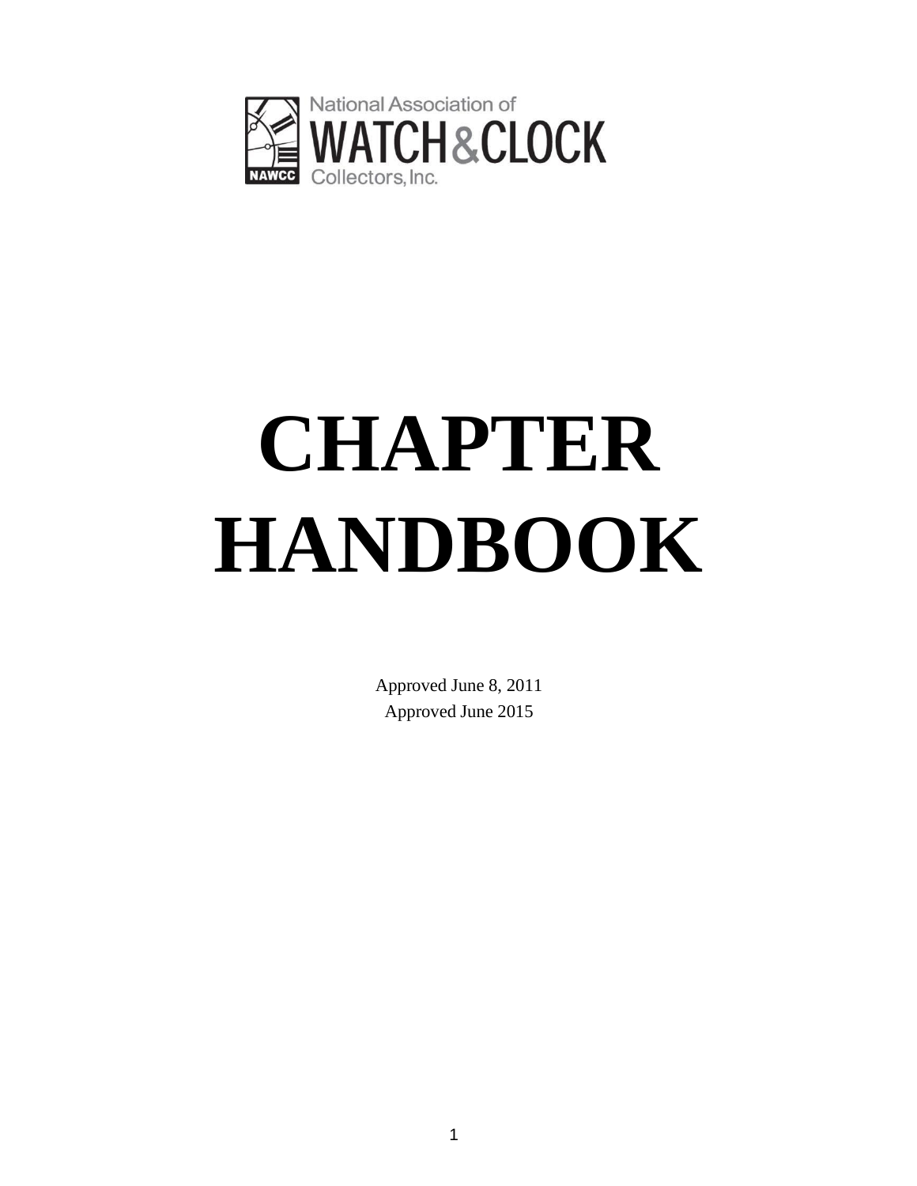National Association of
WATCH & CLOCK
Collectors, Inc.

# CHAPTER HANDBOOK

Approved June 8, 2011

Approved June 2015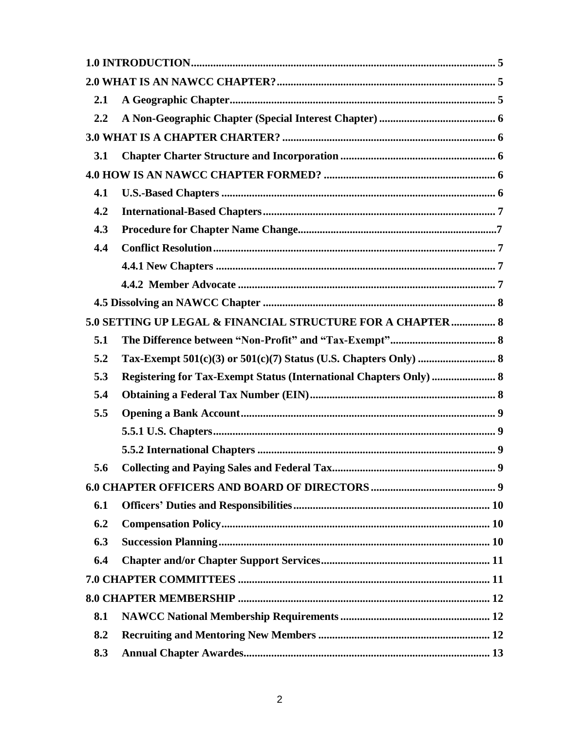**1.0 INTRODUCTION** ..... 5

**2.0 WHAT IS AN NAWCC CHAPTER?** ..... 5

- **2.1 A Geographic Chapter** ..... 5
- **2.2 A Non-Geographic Chapter (Special Interest Chapter)** ..... 6

**3.0 WHAT IS A CHAPTER CHARTER?** ..... 6

- **3.1 Chapter Charter Structure and Incorporation** ..... 6

**4.0 HOW IS AN NAWCC CHAPTER FORMED?** ..... 6

- **4.1 U.S.-Based Chapters** ..... 6
- **4.2 International-Based Chapters** ..... 7
- **4.3 Procedure for Chapter Name Change** ..... 7
- **4.4 Conflict Resolution** ..... 7
  - **4.4.1 New Chapters** ..... 7
  - **4.4.2 Member Advocate** ..... 7
- **4.5 Dissolving an NAWCC Chapter** ..... 8

**5.0 SETTING UP LEGAL & FINANCIAL STRUCTURE FOR A CHAPTER** ..... 8

- **5.1 The Difference between "Non-Profit" and "Tax-Exempt"** ..... 8
- **5.2 Tax-Exempt 501(c)(3) or 501(c)(7) Status (U.S. Chapters Only)** ..... 8
- **5.3 Registering for Tax-Exempt Status (International Chapters Only)** ..... 8
- **5.4 Obtaining a Federal Tax Number (EIN)** ..... 8
- **5.5 Opening a Bank Account** ..... 9
  - **5.5.1 U.S. Chapters** ..... 9
  - **5.5.2 International Chapters** ..... 9
- **5.6 Collecting and Paying Sales and Federal Tax** ..... 9

**6.0 CHAPTER OFFICERS AND BOARD OF DIRECTORS** ..... 9

- **6.1 Officers' Duties and Responsibilities** ..... 10
- **6.2 Compensation Policy** ..... 10
- **6.3 Succession Planning** ..... 10
- **6.4 Chapter and/or Chapter Support Services** ..... 11

**7.0 CHAPTER COMMITTEES** ..... 11

**8.0 CHAPTER MEMBERSHIP** ..... 12

- **8.1 NAWCC National Membership Requirements** ..... 12
- **8.2 Recruiting and Mentoring New Members** ..... 12
- **8.3 Annual Chapter Awardes** ..... 13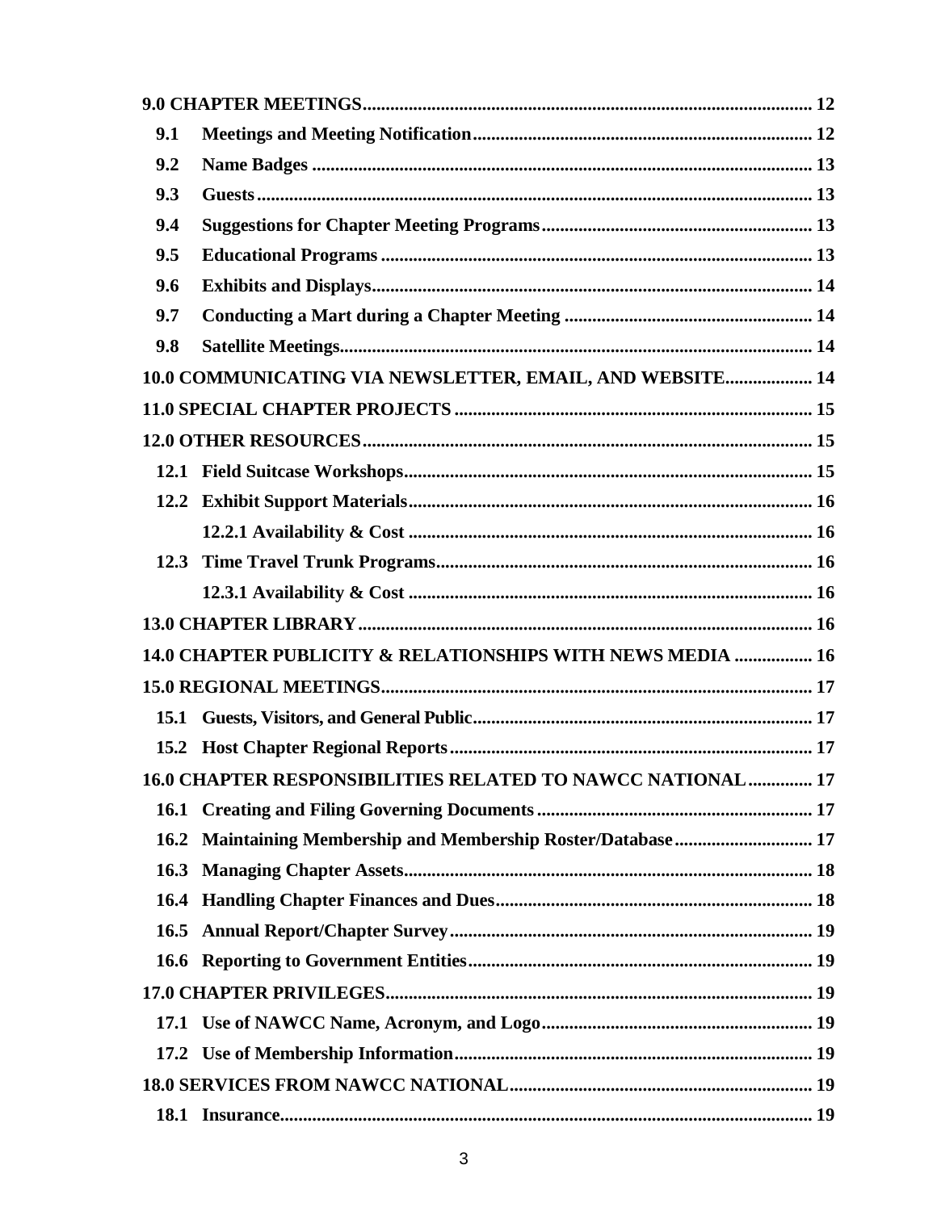**9.0 CHAPTER MEETINGS** .......... 12

- **9.1 Meetings and Meeting Notification** .......... 12
- **9.2 Name Badges** .......... 13
- **9.3 Guests** .......... 13
- **9.4 Suggestions for Chapter Meeting Programs** .......... 13
- **9.5 Educational Programs** .......... 13
- **9.6 Exhibits and Displays** .......... 14
- **9.7 Conducting a Mart during a Chapter Meeting** .......... 14
- **9.8 Satellite Meetings** .......... 14

**10.0 COMMUNICATING VIA NEWSLETTER, EMAIL, AND WEBSITE** .......... 14

**11.0 SPECIAL CHAPTER PROJECTS** .......... 15

**12.0 OTHER RESOURCES** .......... 15

- **12.1 Field Suitcase Workshops** .......... 15
- **12.2 Exhibit Support Materials** .......... 16
  - **12.2.1 Availability & Cost** .......... 16
- **12.3 Time Travel Trunk Programs** .......... 16
  - **12.3.1 Availability & Cost** .......... 16

**13.0 CHAPTER LIBRARY** .......... 16

**14.0 CHAPTER PUBLICITY & RELATIONSHIPS WITH NEWS MEDIA** .......... 16

**15.0 REGIONAL MEETINGS** .......... 17

- **15.1 Guests, Visitors, and General Public** .......... 17
- **15.2 Host Chapter Regional Reports** .......... 17

**16.0 CHAPTER RESPONSIBILITIES RELATED TO NAWCC NATIONAL** .......... 17

- **16.1 Creating and Filing Governing Documents** .......... 17
- **16.2 Maintaining Membership and Membership Roster/Database** .......... 17
- **16.3 Managing Chapter Assets** .......... 18
- **16.4 Handling Chapter Finances and Dues** .......... 18
- **16.5 Annual Report/Chapter Survey** .......... 19
- **16.6 Reporting to Government Entities** .......... 19

**17.0 CHAPTER PRIVILEGES** .......... 19

- **17.1 Use of NAWCC Name, Acronym, and Logo** .......... 19
- **17.2 Use of Membership Information** .......... 19

**18.0 SERVICES FROM NAWCC NATIONAL** .......... 19

- **18.1 Insurance** .......... 19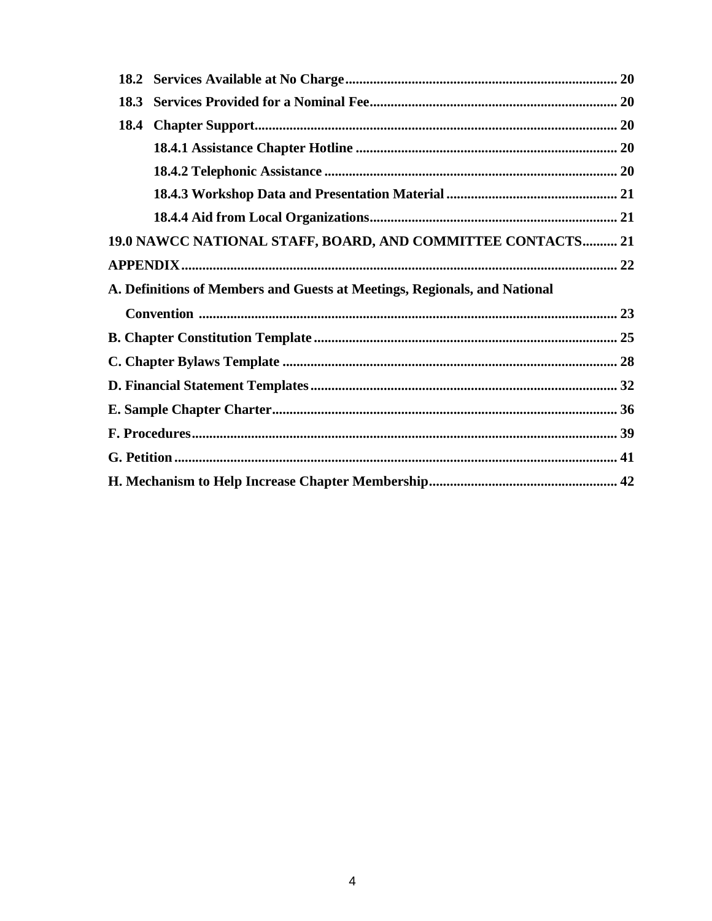**18.2 Services Available at No Charge** ............................................................................ **20**

**18.3 Services Provided for a Nominal Fee** ...................................................................... **20**

**18.4 Chapter Support** ....................................................................................................... **20**

**18.4.1 Assistance Chapter Hotline** .......................................................................... **20**

**18.4.2 Telephonic Assistance** .................................................................................. **20**

**18.4.3 Workshop Data and Presentation Material** ................................................ **21**

**18.4.4 Aid from Local Organizations** ..................................................................... **21**

**19.0 NAWCC NATIONAL STAFF, BOARD, AND COMMITTEE CONTACTS** .......... **21**

**APPENDIX** ............................................................................................................................ **22**

**A. Definitions of Members and Guests at Meetings, Regionals, and National Convention** ........................................................................................................................ **23**

**B. Chapter Constitution Template** ...................................................................................... **25**

**C. Chapter Bylaws Template** ............................................................................................... **28**

**D. Financial Statement Templates** ...................................................................................... **32**

**E. Sample Chapter Charter** .................................................................................................. **36**

**F. Procedures** ......................................................................................................................... **39**

**G. Petition** .............................................................................................................................. **41**

**H. Mechanism to Help Increase Chapter Membership** ..................................................... **42**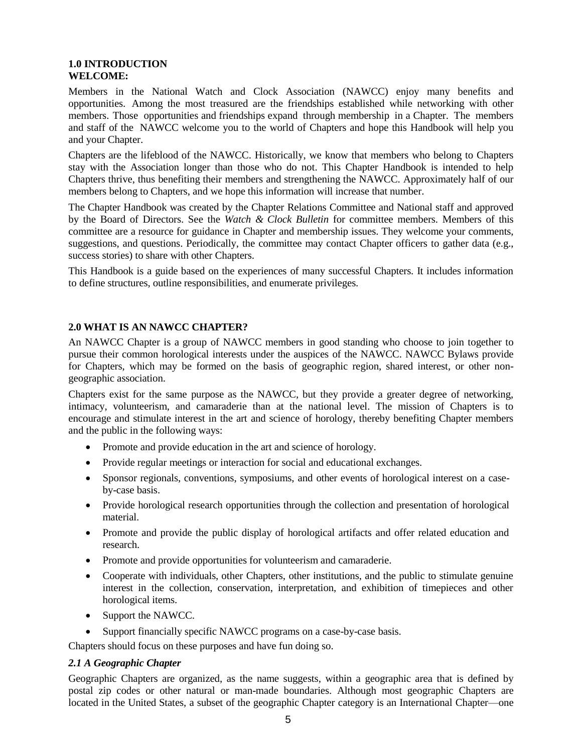## 1.0 INTRODUCTION

**WELCOME:**

Members in the National Watch and Clock Association (NAWCC) enjoy many benefits and opportunities. Among the most treasured are the friendships established while networking with other members. Those opportunities and friendships expand through membership in a Chapter. The members and staff of the NAWCC welcome you to the world of Chapters and hope this Handbook will help you and your Chapter.

Chapters are the lifeblood of the NAWCC. Historically, we know that members who belong to Chapters stay with the Association longer than those who do not. This Chapter Handbook is intended to help Chapters thrive, thus benefiting their members and strengthening the NAWCC. Approximately half of our members belong to Chapters, and we hope this information will increase that number.

The Chapter Handbook was created by the Chapter Relations Committee and National staff and approved by the Board of Directors. See the *Watch & Clock Bulletin* for committee members. Members of this committee are a resource for guidance in Chapter and membership issues. They welcome your comments, suggestions, and questions. Periodically, the committee may contact Chapter officers to gather data (e.g., success stories) to share with other Chapters.

This Handbook is a guide based on the experiences of many successful Chapters. It includes information to define structures, outline responsibilities, and enumerate privileges.

## 2.0 WHAT IS AN NAWCC CHAPTER?

An NAWCC Chapter is a group of NAWCC members in good standing who choose to join together to pursue their common horological interests under the auspices of the NAWCC. NAWCC Bylaws provide for Chapters, which may be formed on the basis of geographic region, shared interest, or other non-geographic association.

Chapters exist for the same purpose as the NAWCC, but they provide a greater degree of networking, intimacy, volunteerism, and camaraderie than at the national level. The mission of Chapters is to encourage and stimulate interest in the art and science of horology, thereby benefiting Chapter members and the public in the following ways:

- Promote and provide education in the art and science of horology.
- Provide regular meetings or interaction for social and educational exchanges.
- Sponsor regionals, conventions, symposiums, and other events of horological interest on a case-by-case basis.
- Provide horological research opportunities through the collection and presentation of horological material.
- Promote and provide the public display of horological artifacts and offer related education and research.
- Promote and provide opportunities for volunteerism and camaraderie.
- Cooperate with individuals, other Chapters, other institutions, and the public to stimulate genuine interest in the collection, conservation, interpretation, and exhibition of timepieces and other horological items.
- Support the NAWCC.
- Support financially specific NAWCC programs on a case-by-case basis.

Chapters should focus on these purposes and have fun doing so.

### *2.1 A Geographic Chapter*

Geographic Chapters are organized, as the name suggests, within a geographic area that is defined by postal zip codes or other natural or man-made boundaries. Although most geographic Chapters are located in the United States, a subset of the geographic Chapter category is an International Chapter—one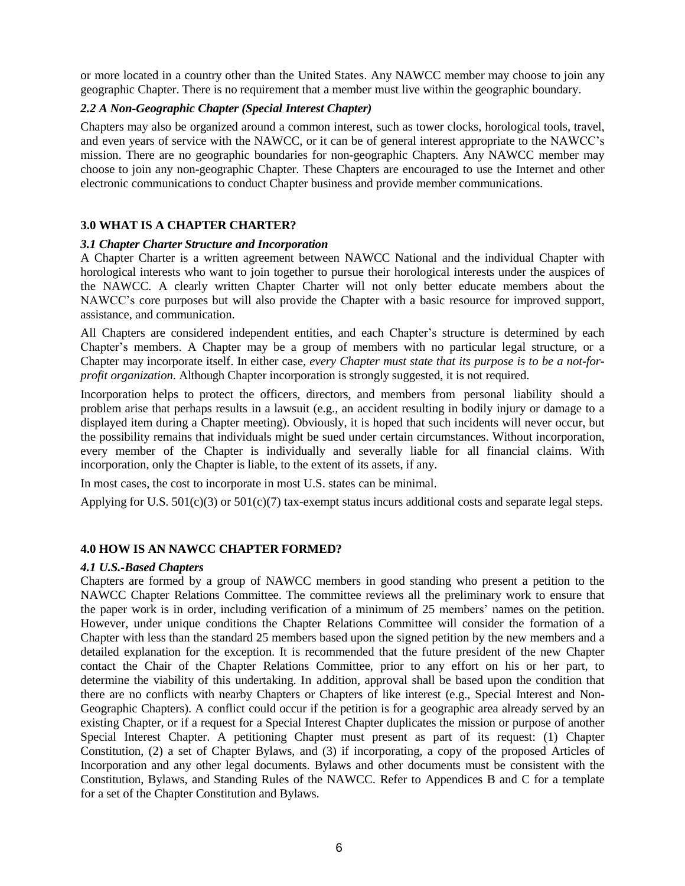or more located in a country other than the United States. Any NAWCC member may choose to join any geographic Chapter. There is no requirement that a member must live within the geographic boundary.

### *2.2 A Non-Geographic Chapter (Special Interest Chapter)*

Chapters may also be organized around a common interest, such as tower clocks, horological tools, travel, and even years of service with the NAWCC, or it can be of general interest appropriate to the NAWCC's mission. There are no geographic boundaries for non-geographic Chapters. Any NAWCC member may choose to join any non-geographic Chapter. These Chapters are encouraged to use the Internet and other electronic communications to conduct Chapter business and provide member communications.

## 3.0 WHAT IS A CHAPTER CHARTER?

### *3.1 Chapter Charter Structure and Incorporation*

A Chapter Charter is a written agreement between NAWCC National and the individual Chapter with horological interests who want to join together to pursue their horological interests under the auspices of the NAWCC. A clearly written Chapter Charter will not only better educate members about the NAWCC's core purposes but will also provide the Chapter with a basic resource for improved support, assistance, and communication.

All Chapters are considered independent entities, and each Chapter's structure is determined by each Chapter's members. A Chapter may be a group of members with no particular legal structure, or a Chapter may incorporate itself. In either case, *every Chapter must state that its purpose is to be a not-for-profit organization.* Although Chapter incorporation is strongly suggested, it is not required.

Incorporation helps to protect the officers, directors, and members from personal liability should a problem arise that perhaps results in a lawsuit (e.g., an accident resulting in bodily injury or damage to a displayed item during a Chapter meeting). Obviously, it is hoped that such incidents will never occur, but the possibility remains that individuals might be sued under certain circumstances. Without incorporation, every member of the Chapter is individually and severally liable for all financial claims. With incorporation, only the Chapter is liable, to the extent of its assets, if any.

In most cases, the cost to incorporate in most U.S. states can be minimal.

Applying for U.S. 501(c)(3) or 501(c)(7) tax-exempt status incurs additional costs and separate legal steps.

## 4.0 HOW IS AN NAWCC CHAPTER FORMED?

### *4.1 U.S.-Based Chapters*

Chapters are formed by a group of NAWCC members in good standing who present a petition to the NAWCC Chapter Relations Committee. The committee reviews all the preliminary work to ensure that the paper work is in order, including verification of a minimum of 25 members' names on the petition. However, under unique conditions the Chapter Relations Committee will consider the formation of a Chapter with less than the standard 25 members based upon the signed petition by the new members and a detailed explanation for the exception. It is recommended that the future president of the new Chapter contact the Chair of the Chapter Relations Committee, prior to any effort on his or her part, to determine the viability of this undertaking. In addition, approval shall be based upon the condition that there are no conflicts with nearby Chapters or Chapters of like interest (e.g., Special Interest and Non-Geographic Chapters). A conflict could occur if the petition is for a geographic area already served by an existing Chapter, or if a request for a Special Interest Chapter duplicates the mission or purpose of another Special Interest Chapter. A petitioning Chapter must present as part of its request: (1) Chapter Constitution, (2) a set of Chapter Bylaws, and (3) if incorporating, a copy of the proposed Articles of Incorporation and any other legal documents. Bylaws and other documents must be consistent with the Constitution, Bylaws, and Standing Rules of the NAWCC. Refer to Appendices B and C for a template for a set of the Chapter Constitution and Bylaws.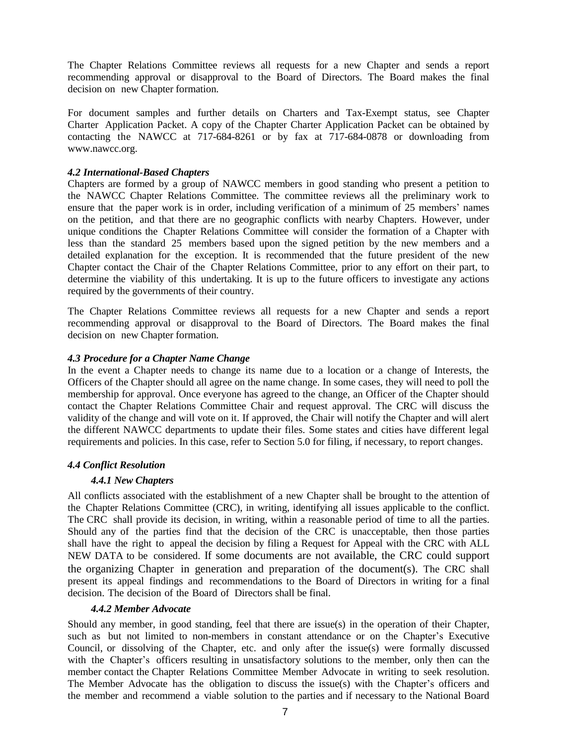The Chapter Relations Committee reviews all requests for a new Chapter and sends a report recommending approval or disapproval to the Board of Directors. The Board makes the final decision on new Chapter formation.

For document samples and further details on Charters and Tax-Exempt status, see Chapter Charter Application Packet. A copy of the Chapter Charter Application Packet can be obtained by contacting the NAWCC at 717-684-8261 or by fax at 717-684-0878 or downloading from www.nawcc.org.

***4.2 International-Based Chapters***

Chapters are formed by a group of NAWCC members in good standing who present a petition to the NAWCC Chapter Relations Committee. The committee reviews all the preliminary work to ensure that the paper work is in order, including verification of a minimum of 25 members' names on the petition, and that there are no geographic conflicts with nearby Chapters. However, under unique conditions the Chapter Relations Committee will consider the formation of a Chapter with less than the standard 25 members based upon the signed petition by the new members and a detailed explanation for the exception. It is recommended that the future president of the new Chapter contact the Chair of the Chapter Relations Committee, prior to any effort on their part, to determine the viability of this undertaking. It is up to the future officers to investigate any actions required by the governments of their country.

The Chapter Relations Committee reviews all requests for a new Chapter and sends a report recommending approval or disapproval to the Board of Directors. The Board makes the final decision on new Chapter formation.

***4.3 Procedure for a Chapter Name Change***

In the event a Chapter needs to change its name due to a location or a change of Interests, the Officers of the Chapter should all agree on the name change. In some cases, they will need to poll the membership for approval. Once everyone has agreed to the change, an Officer of the Chapter should contact the Chapter Relations Committee Chair and request approval. The CRC will discuss the validity of the change and will vote on it. If approved, the Chair will notify the Chapter and will alert the different NAWCC departments to update their files. Some states and cities have different legal requirements and policies. In this case, refer to Section 5.0 for filing, if necessary, to report changes.

***4.4 Conflict Resolution***

***4.4.1 New Chapters***

All conflicts associated with the establishment of a new Chapter shall be brought to the attention of the Chapter Relations Committee (CRC), in writing, identifying all issues applicable to the conflict. The CRC shall provide its decision, in writing, within a reasonable period of time to all the parties. Should any of the parties find that the decision of the CRC is unacceptable, then those parties shall have the right to appeal the decision by filing a Request for Appeal with the CRC with ALL NEW DATA to be considered. If some documents are not available, the CRC could support the organizing Chapter in generation and preparation of the document(s). The CRC shall present its appeal findings and recommendations to the Board of Directors in writing for a final decision. The decision of the Board of Directors shall be final.

***4.4.2 Member Advocate***

Should any member, in good standing, feel that there are issue(s) in the operation of their Chapter, such as but not limited to non-members in constant attendance or on the Chapter's Executive Council, or dissolving of the Chapter, etc. and only after the issue(s) were formally discussed with the Chapter's officers resulting in unsatisfactory solutions to the member, only then can the member contact the Chapter Relations Committee Member Advocate in writing to seek resolution. The Member Advocate has the obligation to discuss the issue(s) with the Chapter's officers and the member and recommend a viable solution to the parties and if necessary to the National Board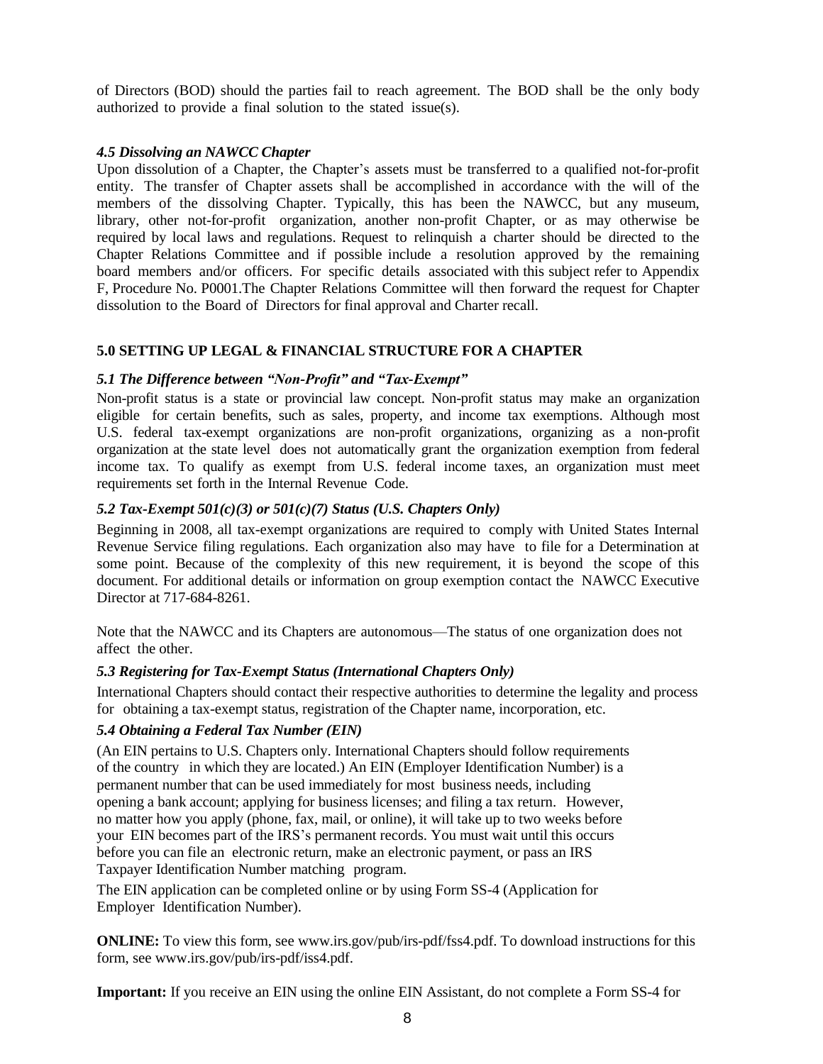of Directors (BOD) should the parties fail to reach agreement. The BOD shall be the only body authorized to provide a final solution to the stated issue(s).

### *4.5 Dissolving an NAWCC Chapter*

Upon dissolution of a Chapter, the Chapter's assets must be transferred to a qualified not-for-profit entity. The transfer of Chapter assets shall be accomplished in accordance with the will of the members of the dissolving Chapter. Typically, this has been the NAWCC, but any museum, library, other not-for-profit organization, another non-profit Chapter, or as may otherwise be required by local laws and regulations. Request to relinquish a charter should be directed to the Chapter Relations Committee and if possible include a resolution approved by the remaining board members and/or officers. For specific details associated with this subject refer to Appendix F, Procedure No. P0001.The Chapter Relations Committee will then forward the request for Chapter dissolution to the Board of Directors for final approval and Charter recall.

## 5.0 SETTING UP LEGAL & FINANCIAL STRUCTURE FOR A CHAPTER

### *5.1 The Difference between "Non-Profit" and "Tax-Exempt"*

Non-profit status is a state or provincial law concept. Non-profit status may make an organization eligible for certain benefits, such as sales, property, and income tax exemptions. Although most U.S. federal tax-exempt organizations are non-profit organizations, organizing as a non-profit organization at the state level does not automatically grant the organization exemption from federal income tax. To qualify as exempt from U.S. federal income taxes, an organization must meet requirements set forth in the Internal Revenue Code.

### *5.2 Tax-Exempt 501(c)(3) or 501(c)(7) Status (U.S. Chapters Only)*

Beginning in 2008, all tax-exempt organizations are required to comply with United States Internal Revenue Service filing regulations. Each organization also may have to file for a Determination at some point. Because of the complexity of this new requirement, it is beyond the scope of this document. For additional details or information on group exemption contact the NAWCC Executive Director at 717-684-8261.

Note that the NAWCC and its Chapters are autonomous—The status of one organization does not affect the other.

### *5.3 Registering for Tax-Exempt Status (International Chapters Only)*

International Chapters should contact their respective authorities to determine the legality and process for obtaining a tax-exempt status, registration of the Chapter name, incorporation, etc.

### *5.4 Obtaining a Federal Tax Number (EIN)*

(An EIN pertains to U.S. Chapters only. International Chapters should follow requirements of the country in which they are located.) An EIN (Employer Identification Number) is a permanent number that can be used immediately for most business needs, including opening a bank account; applying for business licenses; and filing a tax return. However, no matter how you apply (phone, fax, mail, or online), it will take up to two weeks before your EIN becomes part of the IRS's permanent records. You must wait until this occurs before you can file an electronic return, make an electronic payment, or pass an IRS Taxpayer Identification Number matching program.

The EIN application can be completed online or by using Form SS-4 (Application for Employer Identification Number).

**ONLINE:** To view this form, see www.irs.gov/pub/irs-pdf/fss4.pdf. To download instructions for this form, see www.irs.gov/pub/irs-pdf/iss4.pdf.

**Important:** If you receive an EIN using the online EIN Assistant, do not complete a Form SS-4 for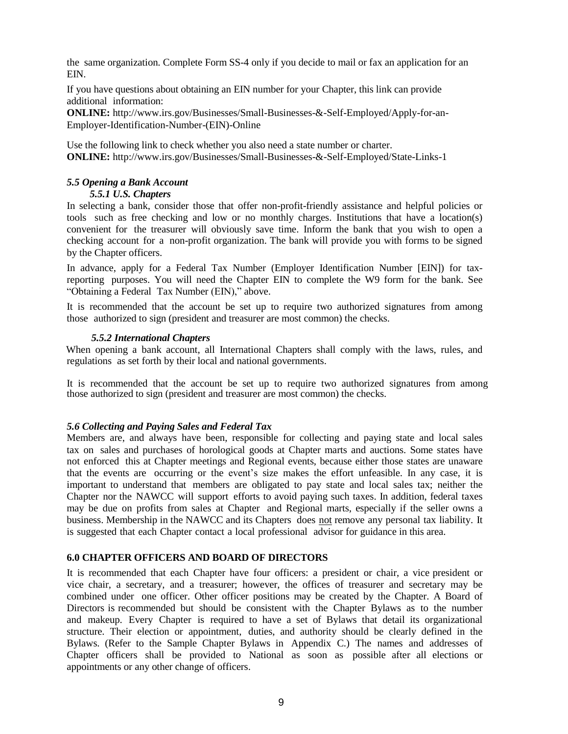the same organization. Complete Form SS-4 only if you decide to mail or fax an application for an EIN.

If you have questions about obtaining an EIN number for your Chapter, this link can provide additional information:

**ONLINE:** http://www.irs.gov/Businesses/Small-Businesses-&-Self-Employed/Apply-for-an-Employer-Identification-Number-(EIN)-Online

Use the following link to check whether you also need a state number or charter.

**ONLINE:** http://www.irs.gov/Businesses/Small-Businesses-&-Self-Employed/State-Links-1

### *5.5 Opening a Bank Account*

#### *5.5.1 U.S. Chapters*

In selecting a bank, consider those that offer non-profit-friendly assistance and helpful policies or tools such as free checking and low or no monthly charges. Institutions that have a location(s) convenient for the treasurer will obviously save time. Inform the bank that you wish to open a checking account for a non-profit organization. The bank will provide you with forms to be signed by the Chapter officers.

In advance, apply for a Federal Tax Number (Employer Identification Number [EIN]) for tax-reporting purposes. You will need the Chapter EIN to complete the W9 form for the bank. See "Obtaining a Federal Tax Number (EIN)," above.

It is recommended that the account be set up to require two authorized signatures from among those authorized to sign (president and treasurer are most common) the checks.

#### *5.5.2 International Chapters*

When opening a bank account, all International Chapters shall comply with the laws, rules, and regulations as set forth by their local and national governments.

It is recommended that the account be set up to require two authorized signatures from among those authorized to sign (president and treasurer are most common) the checks.

### *5.6 Collecting and Paying Sales and Federal Tax*

Members are, and always have been, responsible for collecting and paying state and local sales tax on sales and purchases of horological goods at Chapter marts and auctions. Some states have not enforced this at Chapter meetings and Regional events, because either those states are unaware that the events are occurring or the event's size makes the effort unfeasible. In any case, it is important to understand that members are obligated to pay state and local sales tax; neither the Chapter nor the NAWCC will support efforts to avoid paying such taxes. In addition, federal taxes may be due on profits from sales at Chapter and Regional marts, especially if the seller owns a business. Membership in the NAWCC and its Chapters does <u>not</u> remove any personal tax liability. It is suggested that each Chapter contact a local professional advisor for guidance in this area.

## **6.0 CHAPTER OFFICERS AND BOARD OF DIRECTORS**

It is recommended that each Chapter have four officers: a president or chair, a vice president or vice chair, a secretary, and a treasurer; however, the offices of treasurer and secretary may be combined under one officer. Other officer positions may be created by the Chapter. A Board of Directors is recommended but should be consistent with the Chapter Bylaws as to the number and makeup. Every Chapter is required to have a set of Bylaws that detail its organizational structure. Their election or appointment, duties, and authority should be clearly defined in the Bylaws. (Refer to the Sample Chapter Bylaws in Appendix C.) The names and addresses of Chapter officers shall be provided to National as soon as possible after all elections or appointments or any other change of officers.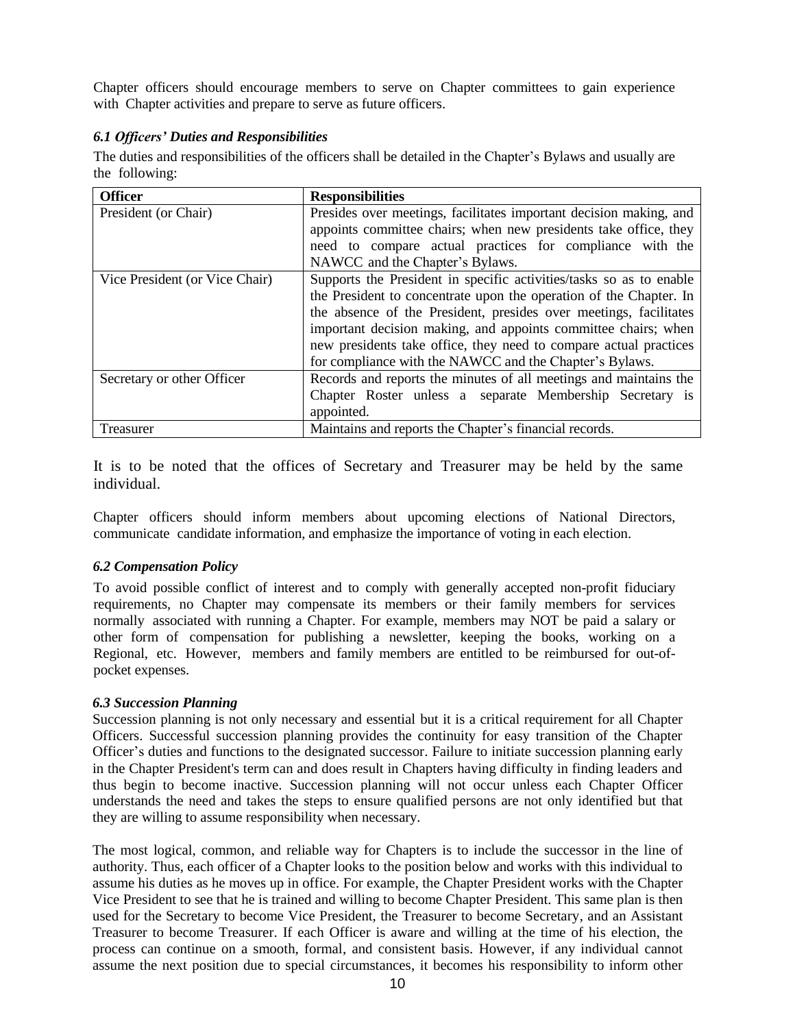Chapter officers should encourage members to serve on Chapter committees to gain experience with Chapter activities and prepare to serve as future officers.

### *6.1 Officers' Duties and Responsibilities*

The duties and responsibilities of the officers shall be detailed in the Chapter's Bylaws and usually are the following:

| **Officer** | **Responsibilities** |
|---|---|
| President (or Chair) | Presides over meetings, facilitates important decision making, and appoints committee chairs; when new presidents take office, they need to compare actual practices for compliance with the NAWCC and the Chapter's Bylaws. |
| Vice President (or Vice Chair) | Supports the President in specific activities/tasks so as to enable the President to concentrate upon the operation of the Chapter. In the absence of the President, presides over meetings, facilitates important decision making, and appoints committee chairs; when new presidents take office, they need to compare actual practices for compliance with the NAWCC and the Chapter's Bylaws. |
| Secretary or other Officer | Records and reports the minutes of all meetings and maintains the Chapter Roster unless a separate Membership Secretary is appointed. |
| Treasurer | Maintains and reports the Chapter's financial records. |

It is to be noted that the offices of Secretary and Treasurer may be held by the same individual.

Chapter officers should inform members about upcoming elections of National Directors, communicate candidate information, and emphasize the importance of voting in each election.

### *6.2 Compensation Policy*

To avoid possible conflict of interest and to comply with generally accepted non-profit fiduciary requirements, no Chapter may compensate its members or their family members for services normally associated with running a Chapter. For example, members may NOT be paid a salary or other form of compensation for publishing a newsletter, keeping the books, working on a Regional, etc. However, members and family members are entitled to be reimbursed for out-of-pocket expenses.

### *6.3 Succession Planning*

Succession planning is not only necessary and essential but it is a critical requirement for all Chapter Officers. Successful succession planning provides the continuity for easy transition of the Chapter Officer's duties and functions to the designated successor. Failure to initiate succession planning early in the Chapter President's term can and does result in Chapters having difficulty in finding leaders and thus begin to become inactive. Succession planning will not occur unless each Chapter Officer understands the need and takes the steps to ensure qualified persons are not only identified but that they are willing to assume responsibility when necessary.

The most logical, common, and reliable way for Chapters is to include the successor in the line of authority. Thus, each officer of a Chapter looks to the position below and works with this individual to assume his duties as he moves up in office. For example, the Chapter President works with the Chapter Vice President to see that he is trained and willing to become Chapter President. This same plan is then used for the Secretary to become Vice President, the Treasurer to become Secretary, and an Assistant Treasurer to become Treasurer. If each Officer is aware and willing at the time of his election, the process can continue on a smooth, formal, and consistent basis. However, if any individual cannot assume the next position due to special circumstances, it becomes his responsibility to inform other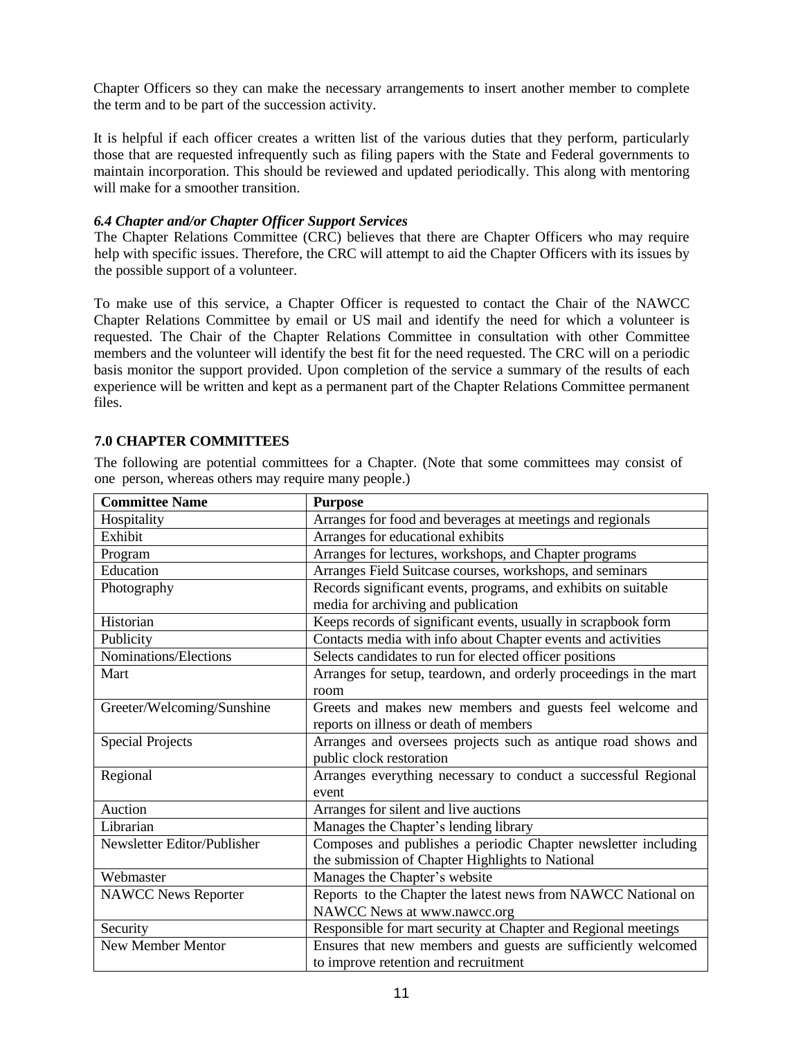Chapter Officers so they can make the necessary arrangements to insert another member to complete the term and to be part of the succession activity.

It is helpful if each officer creates a written list of the various duties that they perform, particularly those that are requested infrequently such as filing papers with the State and Federal governments to maintain incorporation. This should be reviewed and updated periodically. This along with mentoring will make for a smoother transition.

### *6.4 Chapter and/or Chapter Officer Support Services*

The Chapter Relations Committee (CRC) believes that there are Chapter Officers who may require help with specific issues. Therefore, the CRC will attempt to aid the Chapter Officers with its issues by the possible support of a volunteer.

To make use of this service, a Chapter Officer is requested to contact the Chair of the NAWCC Chapter Relations Committee by email or US mail and identify the need for which a volunteer is requested. The Chair of the Chapter Relations Committee in consultation with other Committee members and the volunteer will identify the best fit for the need requested. The CRC will on a periodic basis monitor the support provided. Upon completion of the service a summary of the results of each experience will be written and kept as a permanent part of the Chapter Relations Committee permanent files.

## 7.0 CHAPTER COMMITTEES

The following are potential committees for a Chapter. (Note that some committees may consist of one person, whereas others may require many people.)

| Committee Name | Purpose |
|---|---|
| Hospitality | Arranges for food and beverages at meetings and regionals |
| Exhibit | Arranges for educational exhibits |
| Program | Arranges for lectures, workshops, and Chapter programs |
| Education | Arranges Field Suitcase courses, workshops, and seminars |
| Photography | Records significant events, programs, and exhibits on suitable media for archiving and publication |
| Historian | Keeps records of significant events, usually in scrapbook form |
| Publicity | Contacts media with info about Chapter events and activities |
| Nominations/Elections | Selects candidates to run for elected officer positions |
| Mart | Arranges for setup, teardown, and orderly proceedings in the mart room |
| Greeter/Welcoming/Sunshine | Greets and makes new members and guests feel welcome and reports on illness or death of members |
| Special Projects | Arranges and oversees projects such as antique road shows and public clock restoration |
| Regional | Arranges everything necessary to conduct a successful Regional event |
| Auction | Arranges for silent and live auctions |
| Librarian | Manages the Chapter's lending library |
| Newsletter Editor/Publisher | Composes and publishes a periodic Chapter newsletter including the submission of Chapter Highlights to National |
| Webmaster | Manages the Chapter's website |
| NAWCC News Reporter | Reports to the Chapter the latest news from NAWCC National on NAWCC News at www.nawcc.org |
| Security | Responsible for mart security at Chapter and Regional meetings |
| New Member Mentor | Ensures that new members and guests are sufficiently welcomed to improve retention and recruitment |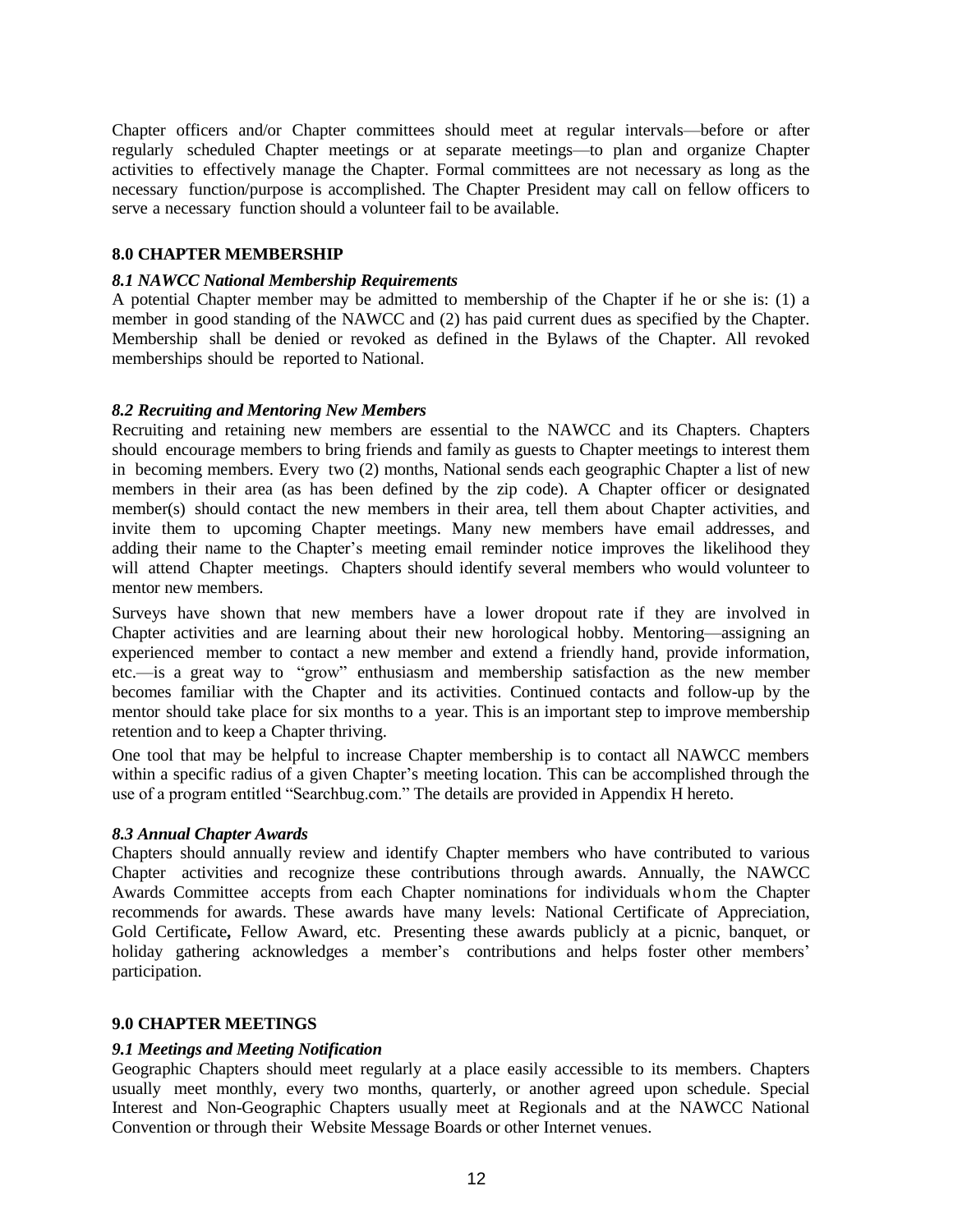Chapter officers and/or Chapter committees should meet at regular intervals—before or after regularly scheduled Chapter meetings or at separate meetings—to plan and organize Chapter activities to effectively manage the Chapter. Formal committees are not necessary as long as the necessary function/purpose is accomplished. The Chapter President may call on fellow officers to serve a necessary function should a volunteer fail to be available.

## 8.0 CHAPTER MEMBERSHIP

### *8.1 NAWCC National Membership Requirements*

A potential Chapter member may be admitted to membership of the Chapter if he or she is: (1) a member in good standing of the NAWCC and (2) has paid current dues as specified by the Chapter. Membership shall be denied or revoked as defined in the Bylaws of the Chapter. All revoked memberships should be reported to National.

### *8.2 Recruiting and Mentoring New Members*

Recruiting and retaining new members are essential to the NAWCC and its Chapters. Chapters should encourage members to bring friends and family as guests to Chapter meetings to interest them in becoming members. Every two (2) months, National sends each geographic Chapter a list of new members in their area (as has been defined by the zip code). A Chapter officer or designated member(s) should contact the new members in their area, tell them about Chapter activities, and invite them to upcoming Chapter meetings. Many new members have email addresses, and adding their name to the Chapter's meeting email reminder notice improves the likelihood they will attend Chapter meetings. Chapters should identify several members who would volunteer to mentor new members.

Surveys have shown that new members have a lower dropout rate if they are involved in Chapter activities and are learning about their new horological hobby. Mentoring—assigning an experienced member to contact a new member and extend a friendly hand, provide information, etc.—is a great way to "grow" enthusiasm and membership satisfaction as the new member becomes familiar with the Chapter and its activities. Continued contacts and follow-up by the mentor should take place for six months to a year. This is an important step to improve membership retention and to keep a Chapter thriving.

One tool that may be helpful to increase Chapter membership is to contact all NAWCC members within a specific radius of a given Chapter's meeting location. This can be accomplished through the use of a program entitled "Searchbug.com." The details are provided in Appendix H hereto.

### *8.3 Annual Chapter Awards*

Chapters should annually review and identify Chapter members who have contributed to various Chapter activities and recognize these contributions through awards. Annually, the NAWCC Awards Committee accepts from each Chapter nominations for individuals whom the Chapter recommends for awards. These awards have many levels: National Certificate of Appreciation, Gold Certificate**,** Fellow Award, etc. Presenting these awards publicly at a picnic, banquet, or holiday gathering acknowledges a member's contributions and helps foster other members' participation.

## 9.0 CHAPTER MEETINGS

### *9.1 Meetings and Meeting Notification*

Geographic Chapters should meet regularly at a place easily accessible to its members. Chapters usually meet monthly, every two months, quarterly, or another agreed upon schedule. Special Interest and Non-Geographic Chapters usually meet at Regionals and at the NAWCC National Convention or through their Website Message Boards or other Internet venues.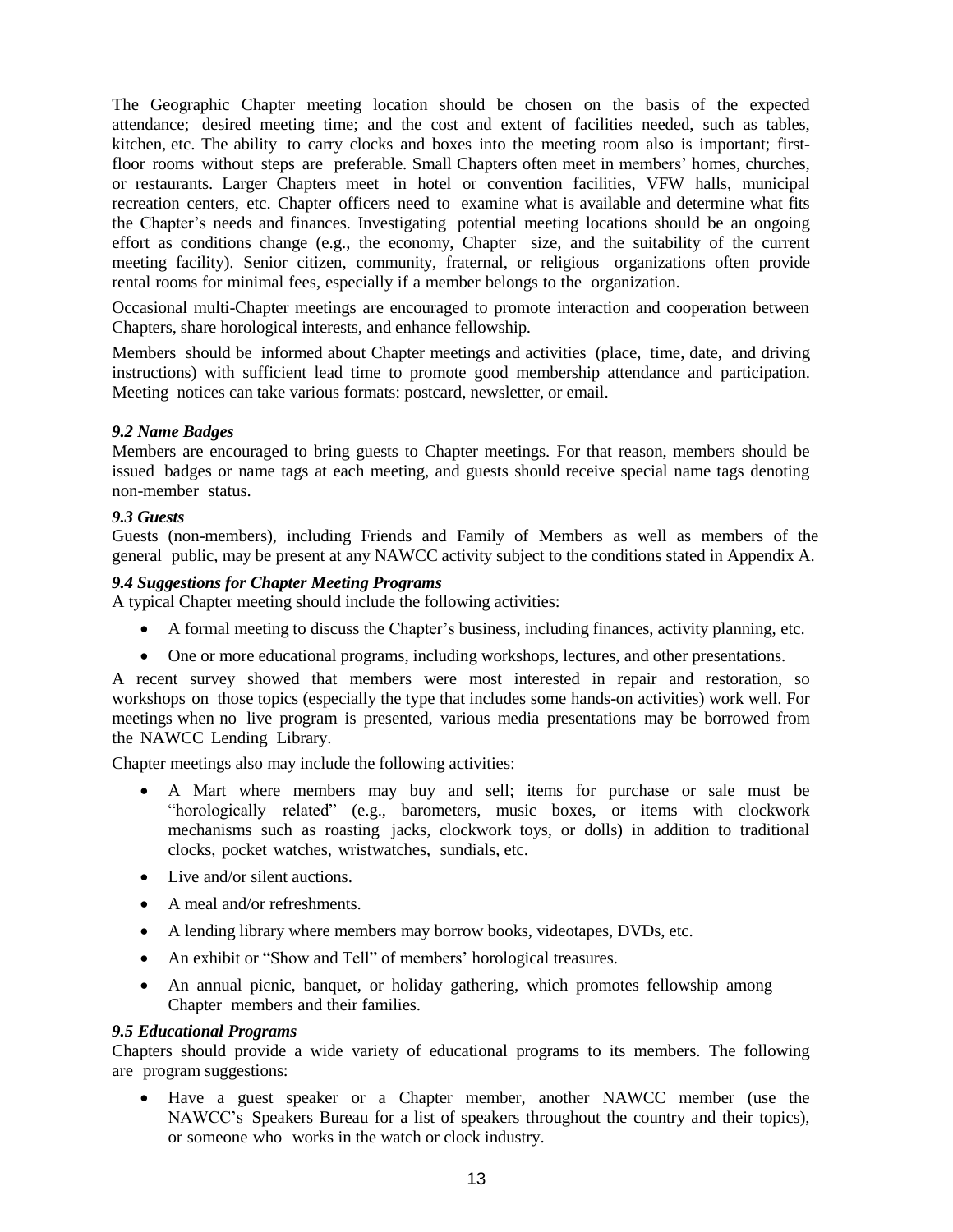The Geographic Chapter meeting location should be chosen on the basis of the expected attendance; desired meeting time; and the cost and extent of facilities needed, such as tables, kitchen, etc. The ability to carry clocks and boxes into the meeting room also is important; first-floor rooms without steps are preferable. Small Chapters often meet in members' homes, churches, or restaurants. Larger Chapters meet in hotel or convention facilities, VFW halls, municipal recreation centers, etc. Chapter officers need to examine what is available and determine what fits the Chapter's needs and finances. Investigating potential meeting locations should be an ongoing effort as conditions change (e.g., the economy, Chapter size, and the suitability of the current meeting facility). Senior citizen, community, fraternal, or religious organizations often provide rental rooms for minimal fees, especially if a member belongs to the organization.

Occasional multi-Chapter meetings are encouraged to promote interaction and cooperation between Chapters, share horological interests, and enhance fellowship.

Members should be informed about Chapter meetings and activities (place, time, date, and driving instructions) with sufficient lead time to promote good membership attendance and participation. Meeting notices can take various formats: postcard, newsletter, or email.

### *9.2 Name Badges*

Members are encouraged to bring guests to Chapter meetings. For that reason, members should be issued badges or name tags at each meeting, and guests should receive special name tags denoting non-member status.

### *9.3 Guests*

Guests (non-members), including Friends and Family of Members as well as members of the general public, may be present at any NAWCC activity subject to the conditions stated in Appendix A.

### *9.4 Suggestions for Chapter Meeting Programs*

A typical Chapter meeting should include the following activities:

- A formal meeting to discuss the Chapter's business, including finances, activity planning, etc.
- One or more educational programs, including workshops, lectures, and other presentations.

A recent survey showed that members were most interested in repair and restoration, so workshops on those topics (especially the type that includes some hands-on activities) work well. For meetings when no live program is presented, various media presentations may be borrowed from the NAWCC Lending Library.

Chapter meetings also may include the following activities:

- A Mart where members may buy and sell; items for purchase or sale must be "horologically related" (e.g., barometers, music boxes, or items with clockwork mechanisms such as roasting jacks, clockwork toys, or dolls) in addition to traditional clocks, pocket watches, wristwatches, sundials, etc.
- Live and/or silent auctions.
- A meal and/or refreshments.
- A lending library where members may borrow books, videotapes, DVDs, etc.
- An exhibit or "Show and Tell" of members' horological treasures.
- An annual picnic, banquet, or holiday gathering, which promotes fellowship among Chapter members and their families.

### *9.5 Educational Programs*

Chapters should provide a wide variety of educational programs to its members. The following are program suggestions:

- Have a guest speaker or a Chapter member, another NAWCC member (use the NAWCC's Speakers Bureau for a list of speakers throughout the country and their topics), or someone who works in the watch or clock industry.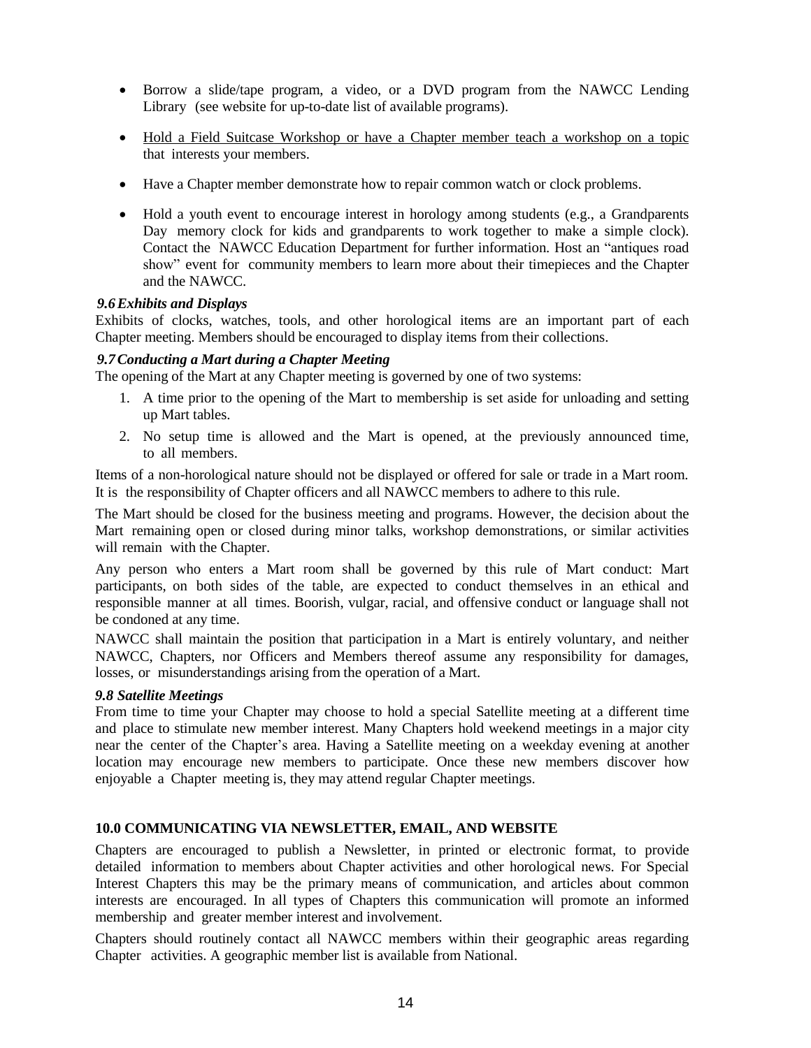- Borrow a slide/tape program, a video, or a DVD program from the NAWCC Lending Library (see website for up-to-date list of available programs).
- Hold a Field Suitcase Workshop or have a Chapter member teach a workshop on a topic that interests your members.
- Have a Chapter member demonstrate how to repair common watch or clock problems.
- Hold a youth event to encourage interest in horology among students (e.g., a Grandparents Day memory clock for kids and grandparents to work together to make a simple clock). Contact the NAWCC Education Department for further information. Host an "antiques road show" event for community members to learn more about their timepieces and the Chapter and the NAWCC.

### *9.6 Exhibits and Displays*

Exhibits of clocks, watches, tools, and other horological items are an important part of each Chapter meeting. Members should be encouraged to display items from their collections.

### *9.7 Conducting a Mart during a Chapter Meeting*

The opening of the Mart at any Chapter meeting is governed by one of two systems:

1. A time prior to the opening of the Mart to membership is set aside for unloading and setting up Mart tables.
2. No setup time is allowed and the Mart is opened, at the previously announced time, to all members.

Items of a non-horological nature should not be displayed or offered for sale or trade in a Mart room. It is the responsibility of Chapter officers and all NAWCC members to adhere to this rule.

The Mart should be closed for the business meeting and programs. However, the decision about the Mart remaining open or closed during minor talks, workshop demonstrations, or similar activities will remain with the Chapter.

Any person who enters a Mart room shall be governed by this rule of Mart conduct: Mart participants, on both sides of the table, are expected to conduct themselves in an ethical and responsible manner at all times. Boorish, vulgar, racial, and offensive conduct or language shall not be condoned at any time.

NAWCC shall maintain the position that participation in a Mart is entirely voluntary, and neither NAWCC, Chapters, nor Officers and Members thereof assume any responsibility for damages, losses, or misunderstandings arising from the operation of a Mart.

### *9.8 Satellite Meetings*

From time to time your Chapter may choose to hold a special Satellite meeting at a different time and place to stimulate new member interest. Many Chapters hold weekend meetings in a major city near the center of the Chapter's area. Having a Satellite meeting on a weekday evening at another location may encourage new members to participate. Once these new members discover how enjoyable a Chapter meeting is, they may attend regular Chapter meetings.

## 10.0 COMMUNICATING VIA NEWSLETTER, EMAIL, AND WEBSITE

Chapters are encouraged to publish a Newsletter, in printed or electronic format, to provide detailed information to members about Chapter activities and other horological news. For Special Interest Chapters this may be the primary means of communication, and articles about common interests are encouraged. In all types of Chapters this communication will promote an informed membership and greater member interest and involvement.

Chapters should routinely contact all NAWCC members within their geographic areas regarding Chapter activities. A geographic member list is available from National.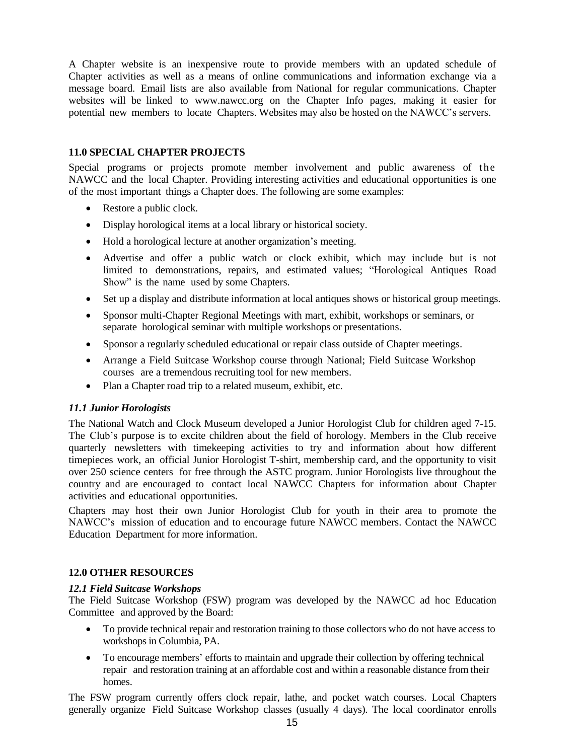A Chapter website is an inexpensive route to provide members with an updated schedule of Chapter activities as well as a means of online communications and information exchange via a message board. Email lists are also available from National for regular communications. Chapter websites will be linked to www.nawcc.org on the Chapter Info pages, making it easier for potential new members to locate Chapters. Websites may also be hosted on the NAWCC's servers.

## 11.0 SPECIAL CHAPTER PROJECTS

Special programs or projects promote member involvement and public awareness of the NAWCC and the local Chapter. Providing interesting activities and educational opportunities is one of the most important things a Chapter does. The following are some examples:

- Restore a public clock.
- Display horological items at a local library or historical society.
- Hold a horological lecture at another organization's meeting.
- Advertise and offer a public watch or clock exhibit, which may include but is not limited to demonstrations, repairs, and estimated values; "Horological Antiques Road Show" is the name used by some Chapters.
- Set up a display and distribute information at local antiques shows or historical group meetings.
- Sponsor multi-Chapter Regional Meetings with mart, exhibit, workshops or seminars, or separate horological seminar with multiple workshops or presentations.
- Sponsor a regularly scheduled educational or repair class outside of Chapter meetings.
- Arrange a Field Suitcase Workshop course through National; Field Suitcase Workshop courses are a tremendous recruiting tool for new members.
- Plan a Chapter road trip to a related museum, exhibit, etc.

### *11.1 Junior Horologists*

The National Watch and Clock Museum developed a Junior Horologist Club for children aged 7-15. The Club's purpose is to excite children about the field of horology. Members in the Club receive quarterly newsletters with timekeeping activities to try and information about how different timepieces work, an official Junior Horologist T-shirt, membership card, and the opportunity to visit over 250 science centers for free through the ASTC program. Junior Horologists live throughout the country and are encouraged to contact local NAWCC Chapters for information about Chapter activities and educational opportunities.

Chapters may host their own Junior Horologist Club for youth in their area to promote the NAWCC's mission of education and to encourage future NAWCC members. Contact the NAWCC Education Department for more information.

## 12.0 OTHER RESOURCES

### *12.1 Field Suitcase Workshops*

The Field Suitcase Workshop (FSW) program was developed by the NAWCC ad hoc Education Committee and approved by the Board:

- To provide technical repair and restoration training to those collectors who do not have access to workshops in Columbia, PA.
- To encourage members' efforts to maintain and upgrade their collection by offering technical repair and restoration training at an affordable cost and within a reasonable distance from their homes.

The FSW program currently offers clock repair, lathe, and pocket watch courses. Local Chapters generally organize Field Suitcase Workshop classes (usually 4 days). The local coordinator enrolls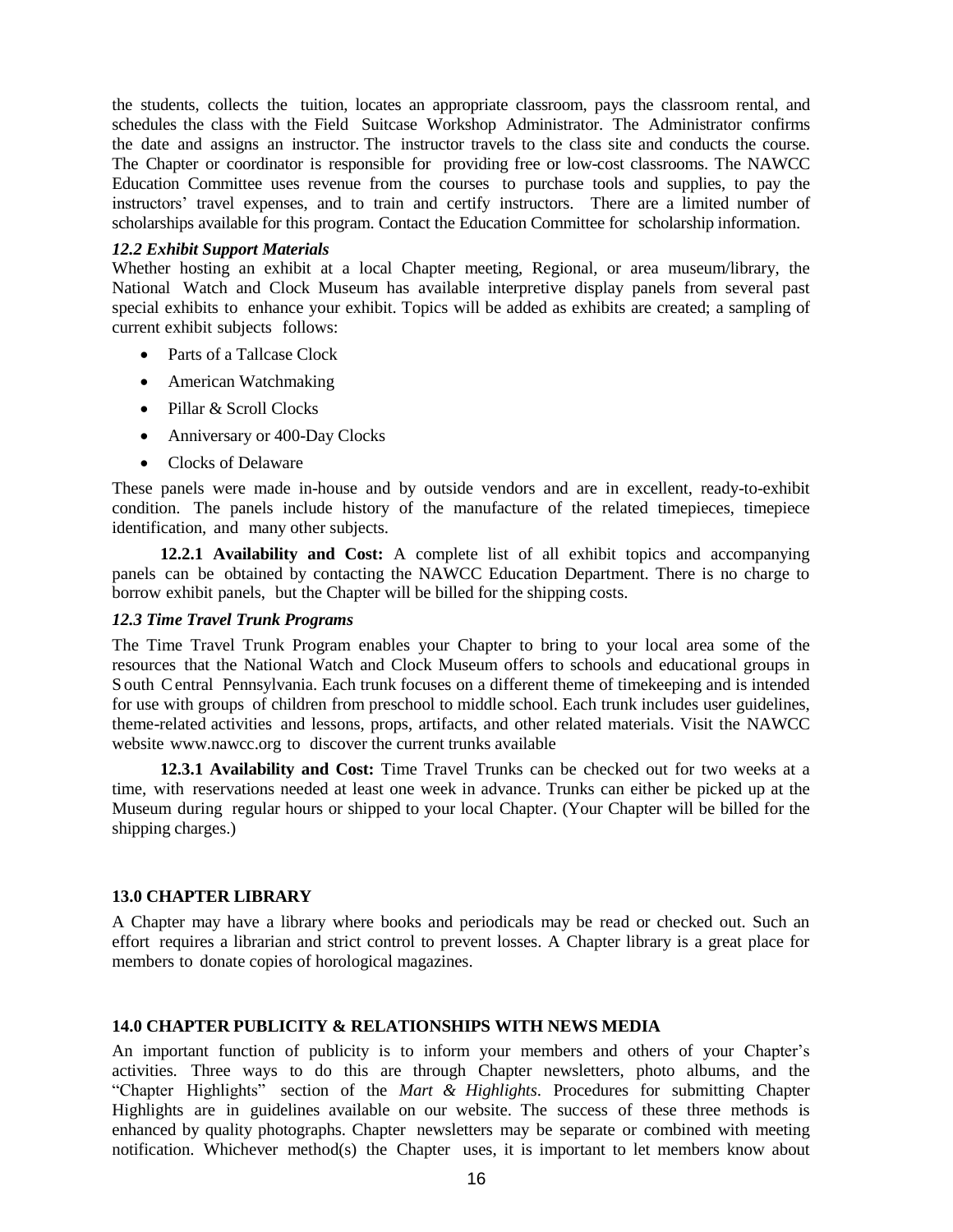the students, collects the tuition, locates an appropriate classroom, pays the classroom rental, and schedules the class with the Field Suitcase Workshop Administrator. The Administrator confirms the date and assigns an instructor. The instructor travels to the class site and conducts the course. The Chapter or coordinator is responsible for providing free or low-cost classrooms. The NAWCC Education Committee uses revenue from the courses to purchase tools and supplies, to pay the instructors' travel expenses, and to train and certify instructors. There are a limited number of scholarships available for this program. Contact the Education Committee for scholarship information.

***12.2 Exhibit Support Materials***

Whether hosting an exhibit at a local Chapter meeting, Regional, or area museum/library, the National Watch and Clock Museum has available interpretive display panels from several past special exhibits to enhance your exhibit. Topics will be added as exhibits are created; a sampling of current exhibit subjects follows:

- Parts of a Tallcase Clock
- American Watchmaking
- Pillar & Scroll Clocks
- Anniversary or 400-Day Clocks
- Clocks of Delaware

These panels were made in-house and by outside vendors and are in excellent, ready-to-exhibit condition. The panels include history of the manufacture of the related timepieces, timepiece identification, and many other subjects.

**12.2.1 Availability and Cost:** A complete list of all exhibit topics and accompanying panels can be obtained by contacting the NAWCC Education Department. There is no charge to borrow exhibit panels, but the Chapter will be billed for the shipping costs.

***12.3 Time Travel Trunk Programs***

The Time Travel Trunk Program enables your Chapter to bring to your local area some of the resources that the National Watch and Clock Museum offers to schools and educational groups in South Central Pennsylvania. Each trunk focuses on a different theme of timekeeping and is intended for use with groups of children from preschool to middle school. Each trunk includes user guidelines, theme-related activities and lessons, props, artifacts, and other related materials. Visit the NAWCC website www.nawcc.org to discover the current trunks available

**12.3.1 Availability and Cost:** Time Travel Trunks can be checked out for two weeks at a time, with reservations needed at least one week in advance. Trunks can either be picked up at the Museum during regular hours or shipped to your local Chapter. (Your Chapter will be billed for the shipping charges.)

**13.0 CHAPTER LIBRARY**

A Chapter may have a library where books and periodicals may be read or checked out. Such an effort requires a librarian and strict control to prevent losses. A Chapter library is a great place for members to donate copies of horological magazines.

**14.0 CHAPTER PUBLICITY & RELATIONSHIPS WITH NEWS MEDIA**

An important function of publicity is to inform your members and others of your Chapter's activities. Three ways to do this are through Chapter newsletters, photo albums, and the "Chapter Highlights" section of the *Mart & Highlights*. Procedures for submitting Chapter Highlights are in guidelines available on our website. The success of these three methods is enhanced by quality photographs. Chapter newsletters may be separate or combined with meeting notification. Whichever method(s) the Chapter uses, it is important to let members know about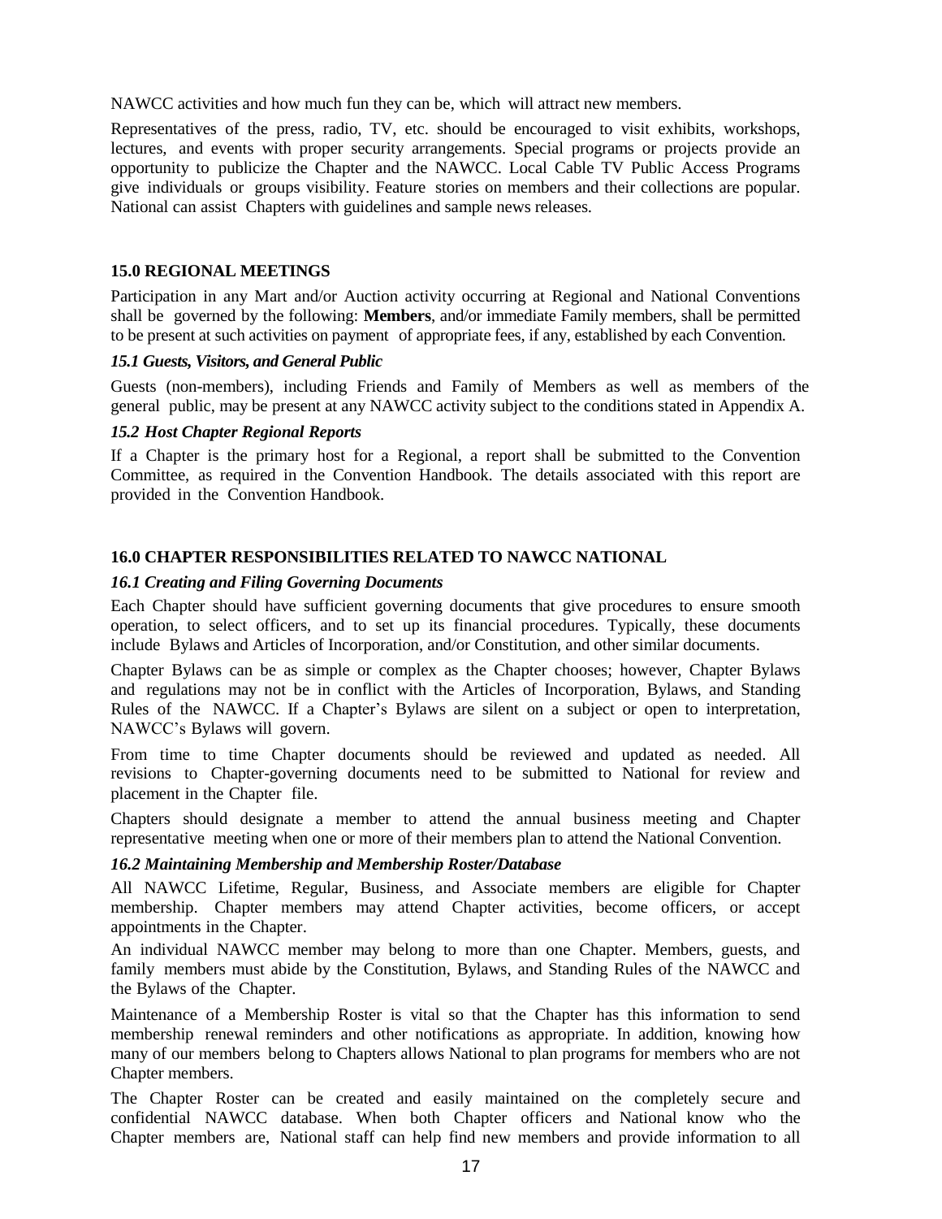NAWCC activities and how much fun they can be, which will attract new members.

Representatives of the press, radio, TV, etc. should be encouraged to visit exhibits, workshops, lectures, and events with proper security arrangements. Special programs or projects provide an opportunity to publicize the Chapter and the NAWCC. Local Cable TV Public Access Programs give individuals or groups visibility. Feature stories on members and their collections are popular. National can assist Chapters with guidelines and sample news releases.

## 15.0 REGIONAL MEETINGS

Participation in any Mart and/or Auction activity occurring at Regional and National Conventions shall be governed by the following: **Members**, and/or immediate Family members, shall be permitted to be present at such activities on payment of appropriate fees, if any, established by each Convention.

### *15.1 Guests, Visitors, and General Public*

Guests (non-members), including Friends and Family of Members as well as members of the general public, may be present at any NAWCC activity subject to the conditions stated in Appendix A.

### *15.2 Host Chapter Regional Reports*

If a Chapter is the primary host for a Regional, a report shall be submitted to the Convention Committee, as required in the Convention Handbook. The details associated with this report are provided in the Convention Handbook.

## 16.0 CHAPTER RESPONSIBILITIES RELATED TO NAWCC NATIONAL

### *16.1 Creating and Filing Governing Documents*

Each Chapter should have sufficient governing documents that give procedures to ensure smooth operation, to select officers, and to set up its financial procedures. Typically, these documents include Bylaws and Articles of Incorporation, and/or Constitution, and other similar documents.

Chapter Bylaws can be as simple or complex as the Chapter chooses; however, Chapter Bylaws and regulations may not be in conflict with the Articles of Incorporation, Bylaws, and Standing Rules of the NAWCC. If a Chapter's Bylaws are silent on a subject or open to interpretation, NAWCC's Bylaws will govern.

From time to time Chapter documents should be reviewed and updated as needed. All revisions to Chapter-governing documents need to be submitted to National for review and placement in the Chapter file.

Chapters should designate a member to attend the annual business meeting and Chapter representative meeting when one or more of their members plan to attend the National Convention.

### *16.2 Maintaining Membership and Membership Roster/Database*

All NAWCC Lifetime, Regular, Business, and Associate members are eligible for Chapter membership. Chapter members may attend Chapter activities, become officers, or accept appointments in the Chapter.

An individual NAWCC member may belong to more than one Chapter. Members, guests, and family members must abide by the Constitution, Bylaws, and Standing Rules of the NAWCC and the Bylaws of the Chapter.

Maintenance of a Membership Roster is vital so that the Chapter has this information to send membership renewal reminders and other notifications as appropriate. In addition, knowing how many of our members belong to Chapters allows National to plan programs for members who are not Chapter members.

The Chapter Roster can be created and easily maintained on the completely secure and confidential NAWCC database. When both Chapter officers and National know who the Chapter members are, National staff can help find new members and provide information to all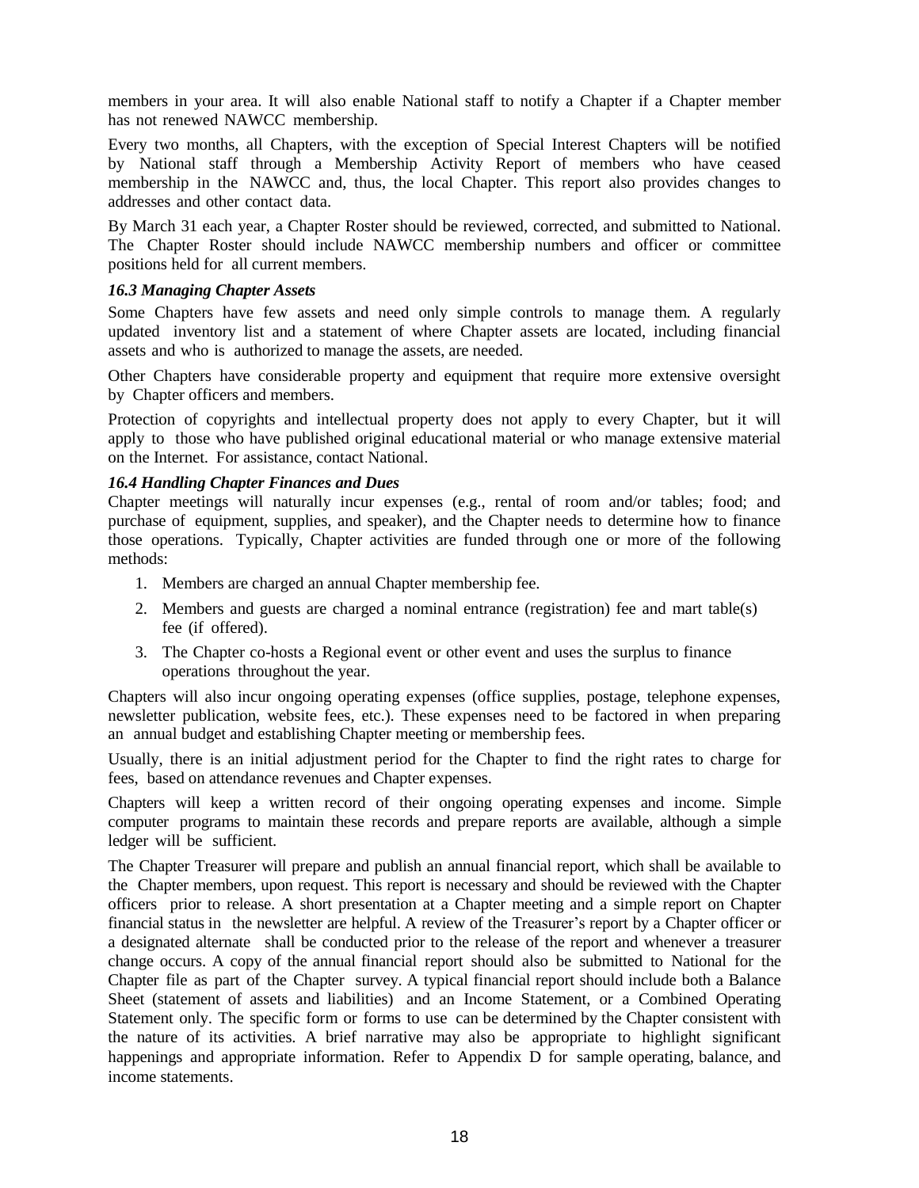members in your area. It will also enable National staff to notify a Chapter if a Chapter member has not renewed NAWCC membership.

Every two months, all Chapters, with the exception of Special Interest Chapters will be notified by National staff through a Membership Activity Report of members who have ceased membership in the NAWCC and, thus, the local Chapter. This report also provides changes to addresses and other contact data.

By March 31 each year, a Chapter Roster should be reviewed, corrected, and submitted to National. The Chapter Roster should include NAWCC membership numbers and officer or committee positions held for all current members.

### *16.3 Managing Chapter Assets*

Some Chapters have few assets and need only simple controls to manage them. A regularly updated inventory list and a statement of where Chapter assets are located, including financial assets and who is authorized to manage the assets, are needed.

Other Chapters have considerable property and equipment that require more extensive oversight by Chapter officers and members.

Protection of copyrights and intellectual property does not apply to every Chapter, but it will apply to those who have published original educational material or who manage extensive material on the Internet. For assistance, contact National.

### *16.4 Handling Chapter Finances and Dues*

Chapter meetings will naturally incur expenses (e.g., rental of room and/or tables; food; and purchase of equipment, supplies, and speaker), and the Chapter needs to determine how to finance those operations. Typically, Chapter activities are funded through one or more of the following methods:

1. Members are charged an annual Chapter membership fee.
2. Members and guests are charged a nominal entrance (registration) fee and mart table(s) fee (if offered).
3. The Chapter co-hosts a Regional event or other event and uses the surplus to finance operations throughout the year.

Chapters will also incur ongoing operating expenses (office supplies, postage, telephone expenses, newsletter publication, website fees, etc.). These expenses need to be factored in when preparing an annual budget and establishing Chapter meeting or membership fees.

Usually, there is an initial adjustment period for the Chapter to find the right rates to charge for fees, based on attendance revenues and Chapter expenses.

Chapters will keep a written record of their ongoing operating expenses and income. Simple computer programs to maintain these records and prepare reports are available, although a simple ledger will be sufficient.

The Chapter Treasurer will prepare and publish an annual financial report, which shall be available to the Chapter members, upon request. This report is necessary and should be reviewed with the Chapter officers prior to release. A short presentation at a Chapter meeting and a simple report on Chapter financial status in the newsletter are helpful. A review of the Treasurer's report by a Chapter officer or a designated alternate shall be conducted prior to the release of the report and whenever a treasurer change occurs. A copy of the annual financial report should also be submitted to National for the Chapter file as part of the Chapter survey. A typical financial report should include both a Balance Sheet (statement of assets and liabilities) and an Income Statement, or a Combined Operating Statement only. The specific form or forms to use can be determined by the Chapter consistent with the nature of its activities. A brief narrative may also be appropriate to highlight significant happenings and appropriate information. Refer to Appendix D for sample operating, balance, and income statements.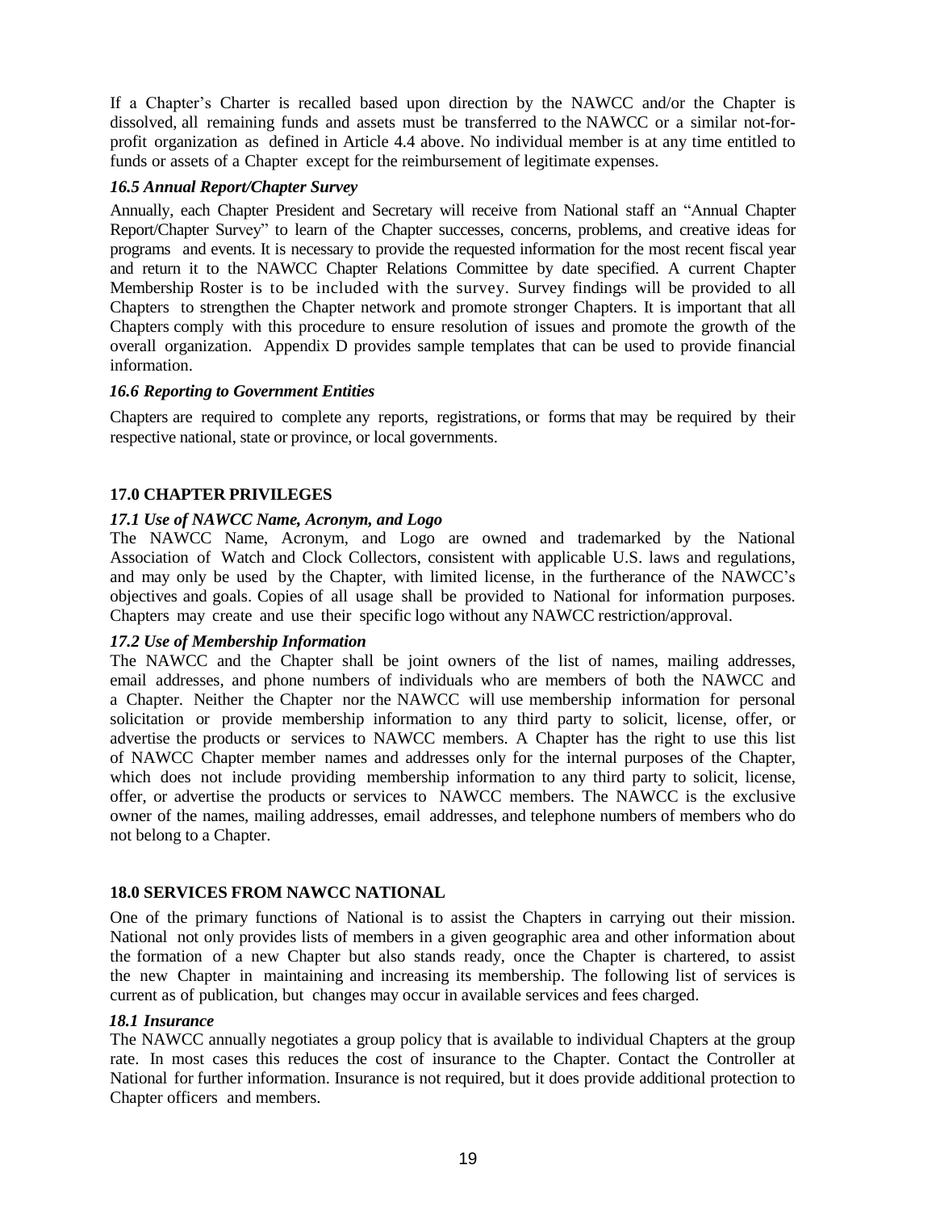If a Chapter's Charter is recalled based upon direction by the NAWCC and/or the Chapter is dissolved, all remaining funds and assets must be transferred to the NAWCC or a similar not-for-profit organization as defined in Article 4.4 above. No individual member is at any time entitled to funds or assets of a Chapter except for the reimbursement of legitimate expenses.

### *16.5 Annual Report/Chapter Survey*

Annually, each Chapter President and Secretary will receive from National staff an "Annual Chapter Report/Chapter Survey" to learn of the Chapter successes, concerns, problems, and creative ideas for programs and events. It is necessary to provide the requested information for the most recent fiscal year and return it to the NAWCC Chapter Relations Committee by date specified. A current Chapter Membership Roster is to be included with the survey. Survey findings will be provided to all Chapters to strengthen the Chapter network and promote stronger Chapters. It is important that all Chapters comply with this procedure to ensure resolution of issues and promote the growth of the overall organization. Appendix D provides sample templates that can be used to provide financial information.

### *16.6 Reporting to Government Entities*

Chapters are required to complete any reports, registrations, or forms that may be required by their respective national, state or province, or local governments.

## 17.0 CHAPTER PRIVILEGES

### *17.1 Use of NAWCC Name, Acronym, and Logo*

The NAWCC Name, Acronym, and Logo are owned and trademarked by the National Association of Watch and Clock Collectors, consistent with applicable U.S. laws and regulations, and may only be used by the Chapter, with limited license, in the furtherance of the NAWCC's objectives and goals. Copies of all usage shall be provided to National for information purposes. Chapters may create and use their specific logo without any NAWCC restriction/approval.

### *17.2 Use of Membership Information*

The NAWCC and the Chapter shall be joint owners of the list of names, mailing addresses, email addresses, and phone numbers of individuals who are members of both the NAWCC and a Chapter. Neither the Chapter nor the NAWCC will use membership information for personal solicitation or provide membership information to any third party to solicit, license, offer, or advertise the products or services to NAWCC members. A Chapter has the right to use this list of NAWCC Chapter member names and addresses only for the internal purposes of the Chapter, which does not include providing membership information to any third party to solicit, license, offer, or advertise the products or services to NAWCC members. The NAWCC is the exclusive owner of the names, mailing addresses, email addresses, and telephone numbers of members who do not belong to a Chapter.

## 18.0 SERVICES FROM NAWCC NATIONAL

One of the primary functions of National is to assist the Chapters in carrying out their mission. National not only provides lists of members in a given geographic area and other information about the formation of a new Chapter but also stands ready, once the Chapter is chartered, to assist the new Chapter in maintaining and increasing its membership. The following list of services is current as of publication, but changes may occur in available services and fees charged.

### *18.1 Insurance*

The NAWCC annually negotiates a group policy that is available to individual Chapters at the group rate. In most cases this reduces the cost of insurance to the Chapter. Contact the Controller at National for further information. Insurance is not required, but it does provide additional protection to Chapter officers and members.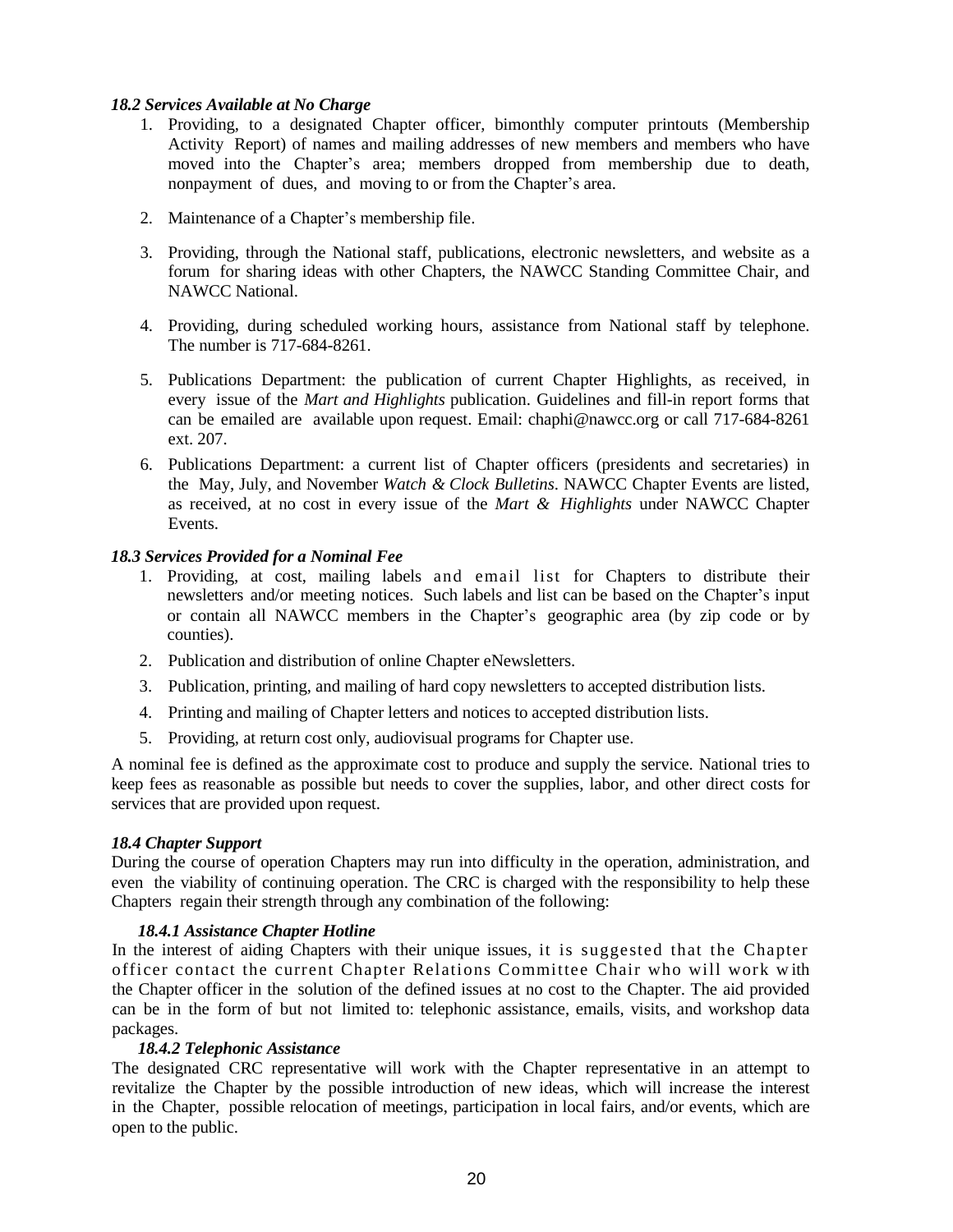### *18.2 Services Available at No Charge*

1. Providing, to a designated Chapter officer, bimonthly computer printouts (Membership Activity Report) of names and mailing addresses of new members and members who have moved into the Chapter's area; members dropped from membership due to death, nonpayment of dues, and moving to or from the Chapter's area.

2. Maintenance of a Chapter's membership file.

3. Providing, through the National staff, publications, electronic newsletters, and website as a forum for sharing ideas with other Chapters, the NAWCC Standing Committee Chair, and NAWCC National.

4. Providing, during scheduled working hours, assistance from National staff by telephone. The number is 717-684-8261.

5. Publications Department: the publication of current Chapter Highlights, as received, in every issue of the *Mart and Highlights* publication. Guidelines and fill-in report forms that can be emailed are available upon request. Email: chaphi@nawcc.org or call 717-684-8261 ext. 207.

6. Publications Department: a current list of Chapter officers (presidents and secretaries) in the May, July, and November *Watch & Clock Bulletins*. NAWCC Chapter Events are listed, as received, at no cost in every issue of the *Mart & Highlights* under NAWCC Chapter Events.

### *18.3 Services Provided for a Nominal Fee*

1. Providing, at cost, mailing labels and email list for Chapters to distribute their newsletters and/or meeting notices. Such labels and list can be based on the Chapter's input or contain all NAWCC members in the Chapter's geographic area (by zip code or by counties).
2. Publication and distribution of online Chapter eNewsletters.
3. Publication, printing, and mailing of hard copy newsletters to accepted distribution lists.
4. Printing and mailing of Chapter letters and notices to accepted distribution lists.
5. Providing, at return cost only, audiovisual programs for Chapter use.

A nominal fee is defined as the approximate cost to produce and supply the service. National tries to keep fees as reasonable as possible but needs to cover the supplies, labor, and other direct costs for services that are provided upon request.

### *18.4 Chapter Support*

During the course of operation Chapters may run into difficulty in the operation, administration, and even the viability of continuing operation. The CRC is charged with the responsibility to help these Chapters regain their strength through any combination of the following:

#### *18.4.1 Assistance Chapter Hotline*

In the interest of aiding Chapters with their unique issues, it is suggested that the Chapter officer contact the current Chapter Relations Committee Chair who will work with the Chapter officer in the solution of the defined issues at no cost to the Chapter. The aid provided can be in the form of but not limited to: telephonic assistance, emails, visits, and workshop data packages.

#### *18.4.2 Telephonic Assistance*

The designated CRC representative will work with the Chapter representative in an attempt to revitalize the Chapter by the possible introduction of new ideas, which will increase the interest in the Chapter, possible relocation of meetings, participation in local fairs, and/or events, which are open to the public.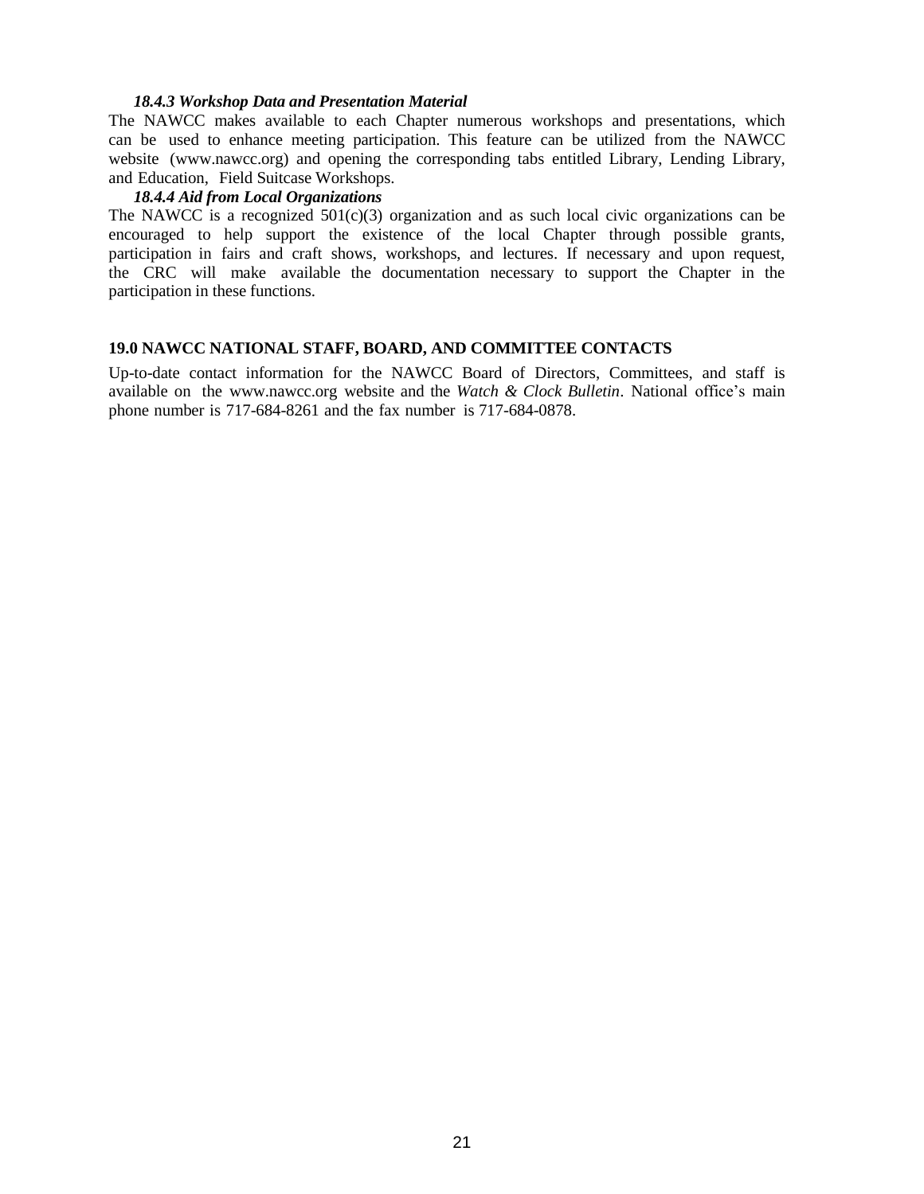#### *18.4.3 Workshop Data and Presentation Material*

The NAWCC makes available to each Chapter numerous workshops and presentations, which can be used to enhance meeting participation. This feature can be utilized from the NAWCC website (www.nawcc.org) and opening the corresponding tabs entitled Library, Lending Library, and Education, Field Suitcase Workshops.

#### *18.4.4 Aid from Local Organizations*

The NAWCC is a recognized 501(c)(3) organization and as such local civic organizations can be encouraged to help support the existence of the local Chapter through possible grants, participation in fairs and craft shows, workshops, and lectures. If necessary and upon request, the CRC will make available the documentation necessary to support the Chapter in the participation in these functions.

## 19.0 NAWCC NATIONAL STAFF, BOARD, AND COMMITTEE CONTACTS

Up-to-date contact information for the NAWCC Board of Directors, Committees, and staff is available on the www.nawcc.org website and the *Watch & Clock Bulletin*. National office's main phone number is 717-684-8261 and the fax number is 717-684-0878.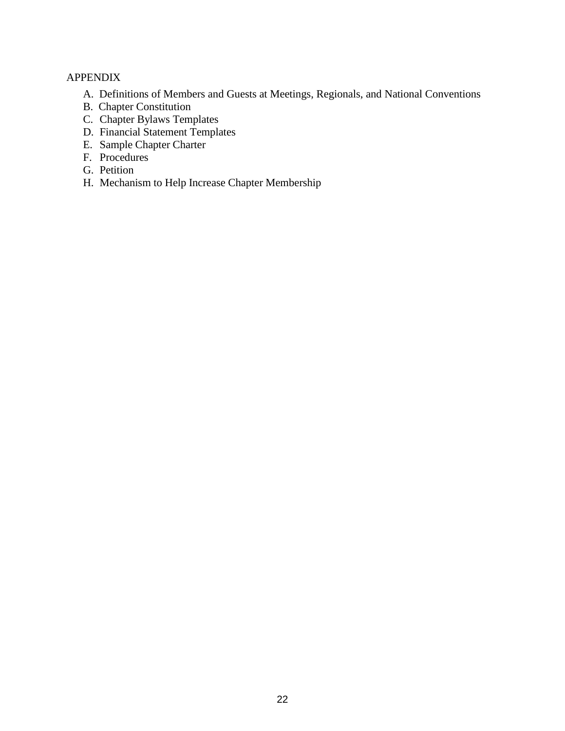# APPENDIX

A. Definitions of Members and Guests at Meetings, Regionals, and National Conventions
B. Chapter Constitution
C. Chapter Bylaws Templates
D. Financial Statement Templates
E. Sample Chapter Charter
F. Procedures
G. Petition
H. Mechanism to Help Increase Chapter Membership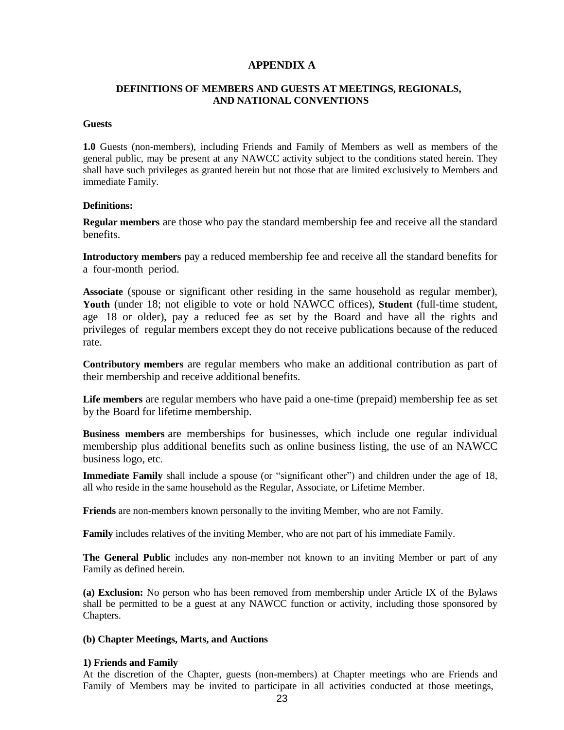# APPENDIX A

## DEFINITIONS OF MEMBERS AND GUESTS AT MEETINGS, REGIONALS, AND NATIONAL CONVENTIONS

**Guests**

**1.0** Guests (non-members), including Friends and Family of Members as well as members of the general public, may be present at any NAWCC activity subject to the conditions stated herein. They shall have such privileges as granted herein but not those that are limited exclusively to Members and immediate Family.

**Definitions:**

**Regular members** are those who pay the standard membership fee and receive all the standard benefits.

**Introductory members** pay a reduced membership fee and receive all the standard benefits for a four-month period.

**Associate** (spouse or significant other residing in the same household as regular member), **Youth** (under 18; not eligible to vote or hold NAWCC offices), **Student** (full-time student, age 18 or older), pay a reduced fee as set by the Board and have all the rights and privileges of regular members except they do not receive publications because of the reduced rate.

**Contributory members** are regular members who make an additional contribution as part of their membership and receive additional benefits.

**Life members** are regular members who have paid a one-time (prepaid) membership fee as set by the Board for lifetime membership.

**Business members** are memberships for businesses, which include one regular individual membership plus additional benefits such as online business listing, the use of an NAWCC business logo, etc.

**Immediate Family** shall include a spouse (or "significant other") and children under the age of 18, all who reside in the same household as the Regular, Associate, or Lifetime Member.

**Friends** are non-members known personally to the inviting Member, who are not Family.

**Family** includes relatives of the inviting Member, who are not part of his immediate Family.

**The General Public** includes any non-member not known to an inviting Member or part of any Family as defined herein.

**(a) Exclusion:** No person who has been removed from membership under Article IX of the Bylaws shall be permitted to be a guest at any NAWCC function or activity, including those sponsored by Chapters.

**(b) Chapter Meetings, Marts, and Auctions**

**1) Friends and Family**

At the discretion of the Chapter, guests (non-members) at Chapter meetings who are Friends and Family of Members may be invited to participate in all activities conducted at those meetings,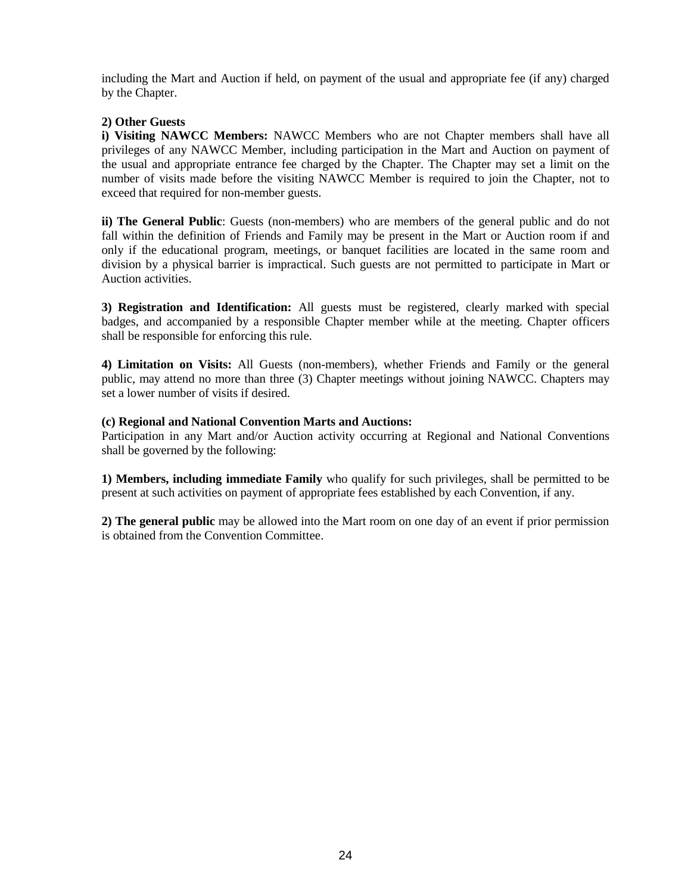including the Mart and Auction if held, on payment of the usual and appropriate fee (if any) charged by the Chapter.

**2) Other Guests**

**i) Visiting NAWCC Members:** NAWCC Members who are not Chapter members shall have all privileges of any NAWCC Member, including participation in the Mart and Auction on payment of the usual and appropriate entrance fee charged by the Chapter. The Chapter may set a limit on the number of visits made before the visiting NAWCC Member is required to join the Chapter, not to exceed that required for non-member guests.

**ii) The General Public**: Guests (non-members) who are members of the general public and do not fall within the definition of Friends and Family may be present in the Mart or Auction room if and only if the educational program, meetings, or banquet facilities are located in the same room and division by a physical barrier is impractical. Such guests are not permitted to participate in Mart or Auction activities.

**3) Registration and Identification:** All guests must be registered, clearly marked with special badges, and accompanied by a responsible Chapter member while at the meeting. Chapter officers shall be responsible for enforcing this rule.

**4) Limitation on Visits:** All Guests (non-members), whether Friends and Family or the general public, may attend no more than three (3) Chapter meetings without joining NAWCC. Chapters may set a lower number of visits if desired.

**(c) Regional and National Convention Marts and Auctions:**

Participation in any Mart and/or Auction activity occurring at Regional and National Conventions shall be governed by the following:

**1) Members, including immediate Family** who qualify for such privileges, shall be permitted to be present at such activities on payment of appropriate fees established by each Convention, if any.

**2) The general public** may be allowed into the Mart room on one day of an event if prior permission is obtained from the Convention Committee.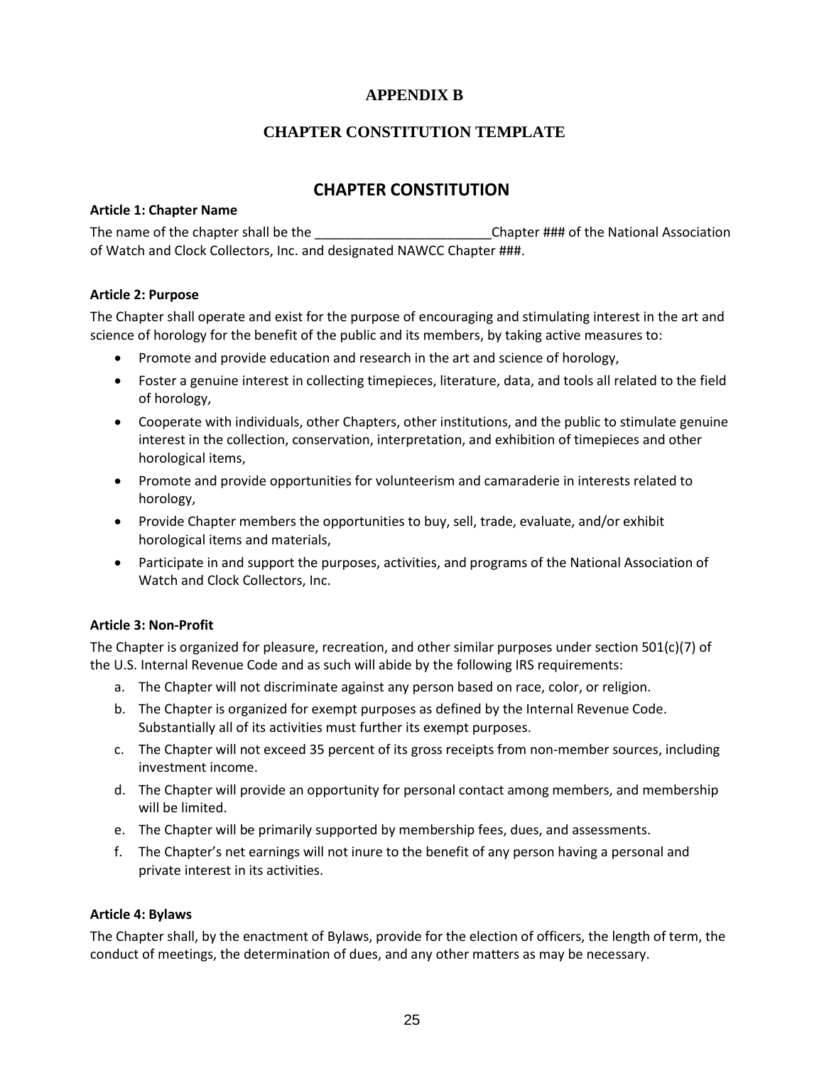# APPENDIX B

## CHAPTER CONSTITUTION TEMPLATE

## CHAPTER CONSTITUTION

**Article 1: Chapter Name**

The name of the chapter shall be the ________________________Chapter ### of the National Association of Watch and Clock Collectors, Inc. and designated NAWCC Chapter ###.

**Article 2: Purpose**

The Chapter shall operate and exist for the purpose of encouraging and stimulating interest in the art and science of horology for the benefit of the public and its members, by taking active measures to:

- Promote and provide education and research in the art and science of horology,
- Foster a genuine interest in collecting timepieces, literature, data, and tools all related to the field of horology,
- Cooperate with individuals, other Chapters, other institutions, and the public to stimulate genuine interest in the collection, conservation, interpretation, and exhibition of timepieces and other horological items,
- Promote and provide opportunities for volunteerism and camaraderie in interests related to horology,
- Provide Chapter members the opportunities to buy, sell, trade, evaluate, and/or exhibit horological items and materials,
- Participate in and support the purposes, activities, and programs of the National Association of Watch and Clock Collectors, Inc.

**Article 3: Non-Profit**

The Chapter is organized for pleasure, recreation, and other similar purposes under section 501(c)(7) of the U.S. Internal Revenue Code and as such will abide by the following IRS requirements:

a. The Chapter will not discriminate against any person based on race, color, or religion.
b. The Chapter is organized for exempt purposes as defined by the Internal Revenue Code. Substantially all of its activities must further its exempt purposes.
c. The Chapter will not exceed 35 percent of its gross receipts from non-member sources, including investment income.
d. The Chapter will provide an opportunity for personal contact among members, and membership will be limited.
e. The Chapter will be primarily supported by membership fees, dues, and assessments.
f. The Chapter's net earnings will not inure to the benefit of any person having a personal and private interest in its activities.

**Article 4: Bylaws**

The Chapter shall, by the enactment of Bylaws, provide for the election of officers, the length of term, the conduct of meetings, the determination of dues, and any other matters as may be necessary.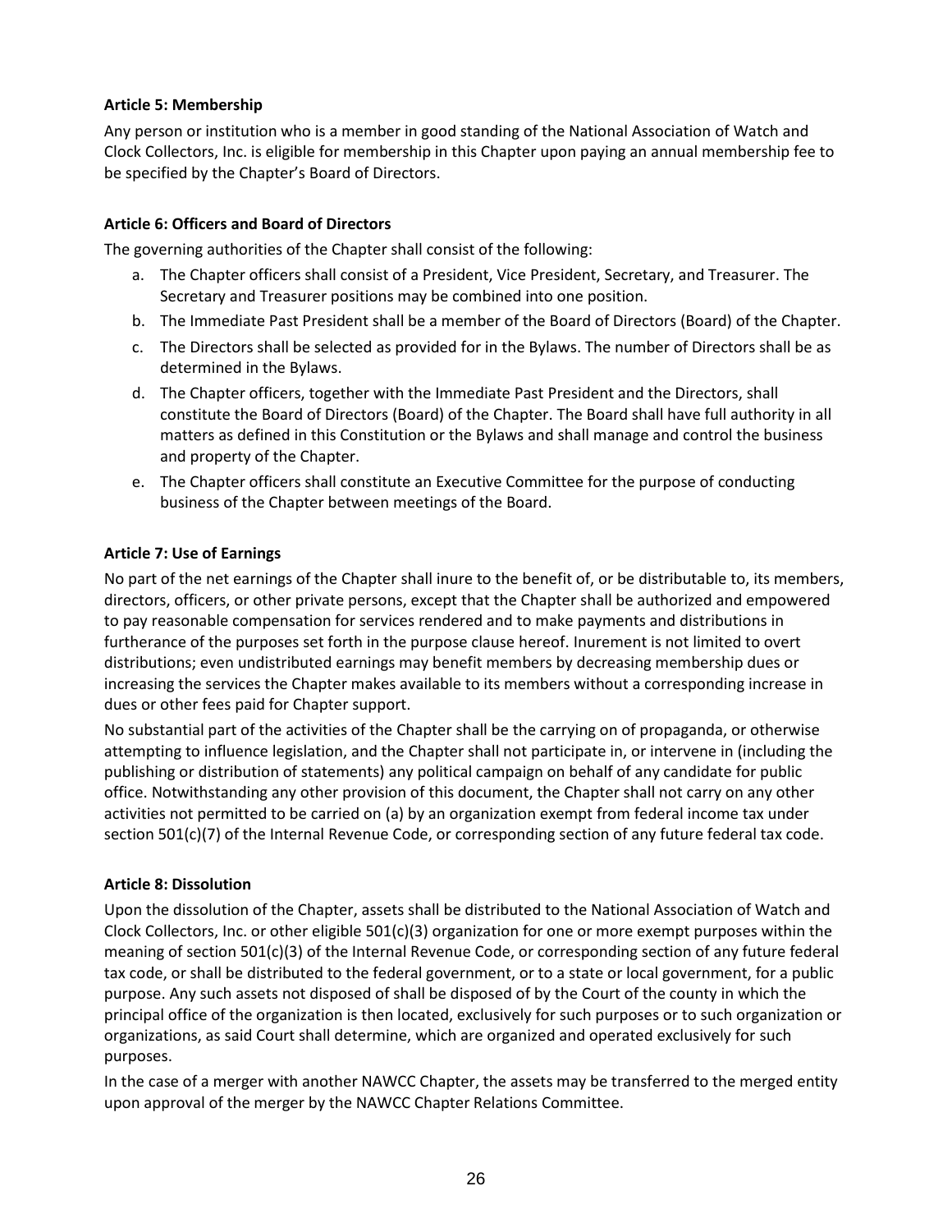**Article 5: Membership**

Any person or institution who is a member in good standing of the National Association of Watch and Clock Collectors, Inc. is eligible for membership in this Chapter upon paying an annual membership fee to be specified by the Chapter's Board of Directors.

**Article 6: Officers and Board of Directors**

The governing authorities of the Chapter shall consist of the following:

a. The Chapter officers shall consist of a President, Vice President, Secretary, and Treasurer. The Secretary and Treasurer positions may be combined into one position.
b. The Immediate Past President shall be a member of the Board of Directors (Board) of the Chapter.
c. The Directors shall be selected as provided for in the Bylaws. The number of Directors shall be as determined in the Bylaws.
d. The Chapter officers, together with the Immediate Past President and the Directors, shall constitute the Board of Directors (Board) of the Chapter. The Board shall have full authority in all matters as defined in this Constitution or the Bylaws and shall manage and control the business and property of the Chapter.
e. The Chapter officers shall constitute an Executive Committee for the purpose of conducting business of the Chapter between meetings of the Board.

**Article 7: Use of Earnings**

No part of the net earnings of the Chapter shall inure to the benefit of, or be distributable to, its members, directors, officers, or other private persons, except that the Chapter shall be authorized and empowered to pay reasonable compensation for services rendered and to make payments and distributions in furtherance of the purposes set forth in the purpose clause hereof. Inurement is not limited to overt distributions; even undistributed earnings may benefit members by decreasing membership dues or increasing the services the Chapter makes available to its members without a corresponding increase in dues or other fees paid for Chapter support.

No substantial part of the activities of the Chapter shall be the carrying on of propaganda, or otherwise attempting to influence legislation, and the Chapter shall not participate in, or intervene in (including the publishing or distribution of statements) any political campaign on behalf of any candidate for public office. Notwithstanding any other provision of this document, the Chapter shall not carry on any other activities not permitted to be carried on (a) by an organization exempt from federal income tax under section 501(c)(7) of the Internal Revenue Code, or corresponding section of any future federal tax code.

**Article 8: Dissolution**

Upon the dissolution of the Chapter, assets shall be distributed to the National Association of Watch and Clock Collectors, Inc. or other eligible 501(c)(3) organization for one or more exempt purposes within the meaning of section 501(c)(3) of the Internal Revenue Code, or corresponding section of any future federal tax code, or shall be distributed to the federal government, or to a state or local government, for a public purpose. Any such assets not disposed of shall be disposed of by the Court of the county in which the principal office of the organization is then located, exclusively for such purposes or to such organization or organizations, as said Court shall determine, which are organized and operated exclusively for such purposes.

In the case of a merger with another NAWCC Chapter, the assets may be transferred to the merged entity upon approval of the merger by the NAWCC Chapter Relations Committee.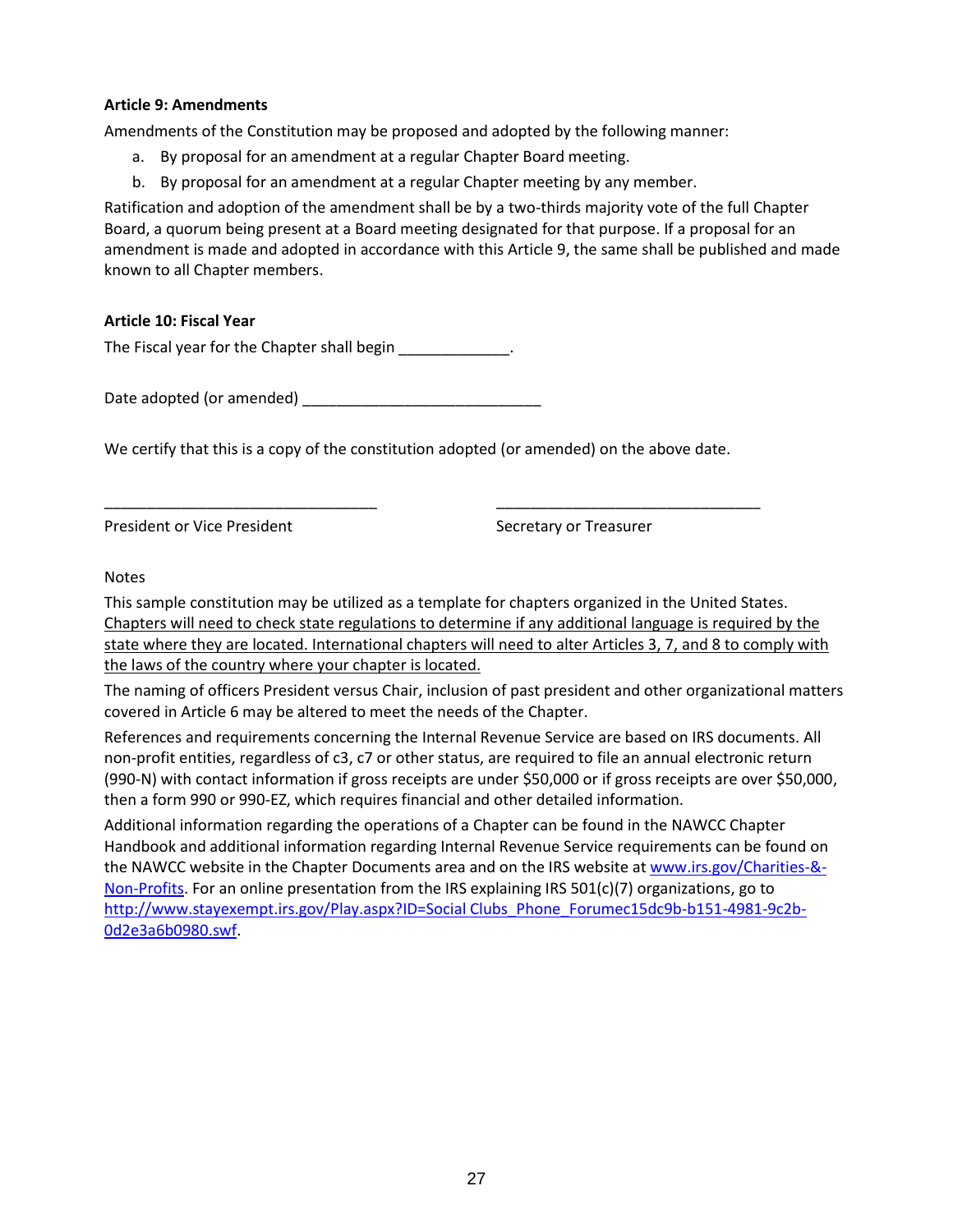**Article 9: Amendments**

Amendments of the Constitution may be proposed and adopted by the following manner:

a. By proposal for an amendment at a regular Chapter Board meeting.
b. By proposal for an amendment at a regular Chapter meeting by any member.

Ratification and adoption of the amendment shall be by a two-thirds majority vote of the full Chapter Board, a quorum being present at a Board meeting designated for that purpose. If a proposal for an amendment is made and adopted in accordance with this Article 9, the same shall be published and made known to all Chapter members.

**Article 10: Fiscal Year**

The Fiscal year for the Chapter shall begin _____________.

Date adopted (or amended) ____________________________

We certify that this is a copy of the constitution adopted (or amended) on the above date.

________________________________ ________________________________

President or Vice President Secretary or Treasurer

Notes

This sample constitution may be utilized as a template for chapters organized in the United States. Chapters will need to check state regulations to determine if any additional language is required by the state where they are located. International chapters will need to alter Articles 3, 7, and 8 to comply with the laws of the country where your chapter is located.

The naming of officers President versus Chair, inclusion of past president and other organizational matters covered in Article 6 may be altered to meet the needs of the Chapter.

References and requirements concerning the Internal Revenue Service are based on IRS documents. All non-profit entities, regardless of c3, c7 or other status, are required to file an annual electronic return (990-N) with contact information if gross receipts are under $50,000 or if gross receipts are over $50,000, then a form 990 or 990-EZ, which requires financial and other detailed information.

Additional information regarding the operations of a Chapter can be found in the NAWCC Chapter Handbook and additional information regarding Internal Revenue Service requirements can be found on the NAWCC website in the Chapter Documents area and on the IRS website at www.irs.gov/Charities-&-Non-Profits. For an online presentation from the IRS explaining IRS 501(c)(7) organizations, go to http://www.stayexempt.irs.gov/Play.aspx?ID=Social Clubs_Phone_Forumec15dc9b-b151-4981-9c2b-0d2e3a6b0980.swf.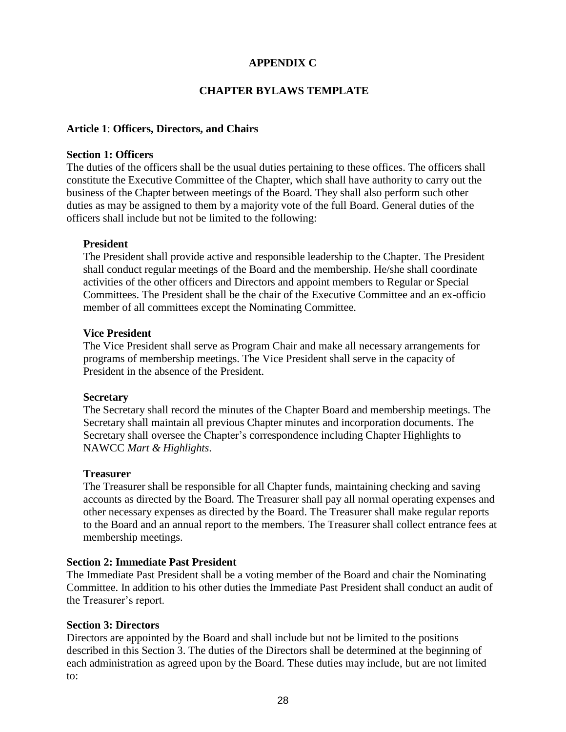## APPENDIX C

## CHAPTER BYLAWS TEMPLATE

### Article 1: Officers, Directors, and Chairs

#### Section 1: Officers

The duties of the officers shall be the usual duties pertaining to these offices. The officers shall constitute the Executive Committee of the Chapter, which shall have authority to carry out the business of the Chapter between meetings of the Board. They shall also perform such other duties as may be assigned to them by a majority vote of the full Board. General duties of the officers shall include but not be limited to the following:

**President**
The President shall provide active and responsible leadership to the Chapter. The President shall conduct regular meetings of the Board and the membership. He/she shall coordinate activities of the other officers and Directors and appoint members to Regular or Special Committees. The President shall be the chair of the Executive Committee and an ex-officio member of all committees except the Nominating Committee.

**Vice President**
The Vice President shall serve as Program Chair and make all necessary arrangements for programs of membership meetings. The Vice President shall serve in the capacity of President in the absence of the President.

**Secretary**
The Secretary shall record the minutes of the Chapter Board and membership meetings. The Secretary shall maintain all previous Chapter minutes and incorporation documents. The Secretary shall oversee the Chapter's correspondence including Chapter Highlights to NAWCC *Mart & Highlights*.

**Treasurer**
The Treasurer shall be responsible for all Chapter funds, maintaining checking and saving accounts as directed by the Board. The Treasurer shall pay all normal operating expenses and other necessary expenses as directed by the Board. The Treasurer shall make regular reports to the Board and an annual report to the members. The Treasurer shall collect entrance fees at membership meetings.

#### Section 2: Immediate Past President

The Immediate Past President shall be a voting member of the Board and chair the Nominating Committee. In addition to his other duties the Immediate Past President shall conduct an audit of the Treasurer's report.

#### Section 3: Directors

Directors are appointed by the Board and shall include but not be limited to the positions described in this Section 3. The duties of the Directors shall be determined at the beginning of each administration as agreed upon by the Board. These duties may include, but are not limited to: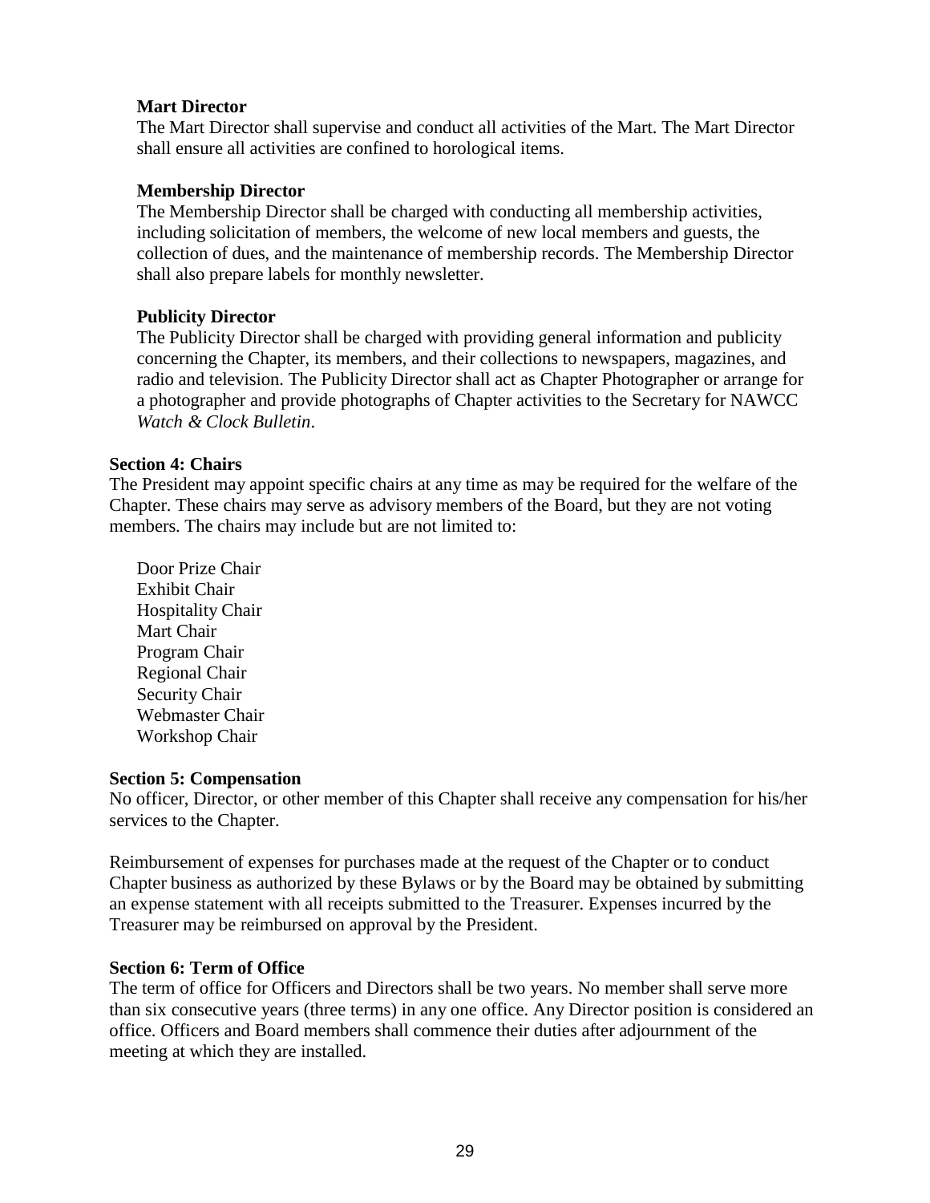**Mart Director**

The Mart Director shall supervise and conduct all activities of the Mart. The Mart Director shall ensure all activities are confined to horological items.

**Membership Director**

The Membership Director shall be charged with conducting all membership activities, including solicitation of members, the welcome of new local members and guests, the collection of dues, and the maintenance of membership records. The Membership Director shall also prepare labels for monthly newsletter.

**Publicity Director**

The Publicity Director shall be charged with providing general information and publicity concerning the Chapter, its members, and their collections to newspapers, magazines, and radio and television. The Publicity Director shall act as Chapter Photographer or arrange for a photographer and provide photographs of Chapter activities to the Secretary for NAWCC *Watch & Clock Bulletin*.

**Section 4: Chairs**

The President may appoint specific chairs at any time as may be required for the welfare of the Chapter. These chairs may serve as advisory members of the Board, but they are not voting members. The chairs may include but are not limited to:

Door Prize Chair
Exhibit Chair
Hospitality Chair
Mart Chair
Program Chair
Regional Chair
Security Chair
Webmaster Chair
Workshop Chair

**Section 5: Compensation**

No officer, Director, or other member of this Chapter shall receive any compensation for his/her services to the Chapter.

Reimbursement of expenses for purchases made at the request of the Chapter or to conduct Chapter business as authorized by these Bylaws or by the Board may be obtained by submitting an expense statement with all receipts submitted to the Treasurer. Expenses incurred by the Treasurer may be reimbursed on approval by the President.

**Section 6: Term of Office**

The term of office for Officers and Directors shall be two years. No member shall serve more than six consecutive years (three terms) in any one office. Any Director position is considered an office. Officers and Board members shall commence their duties after adjournment of the meeting at which they are installed.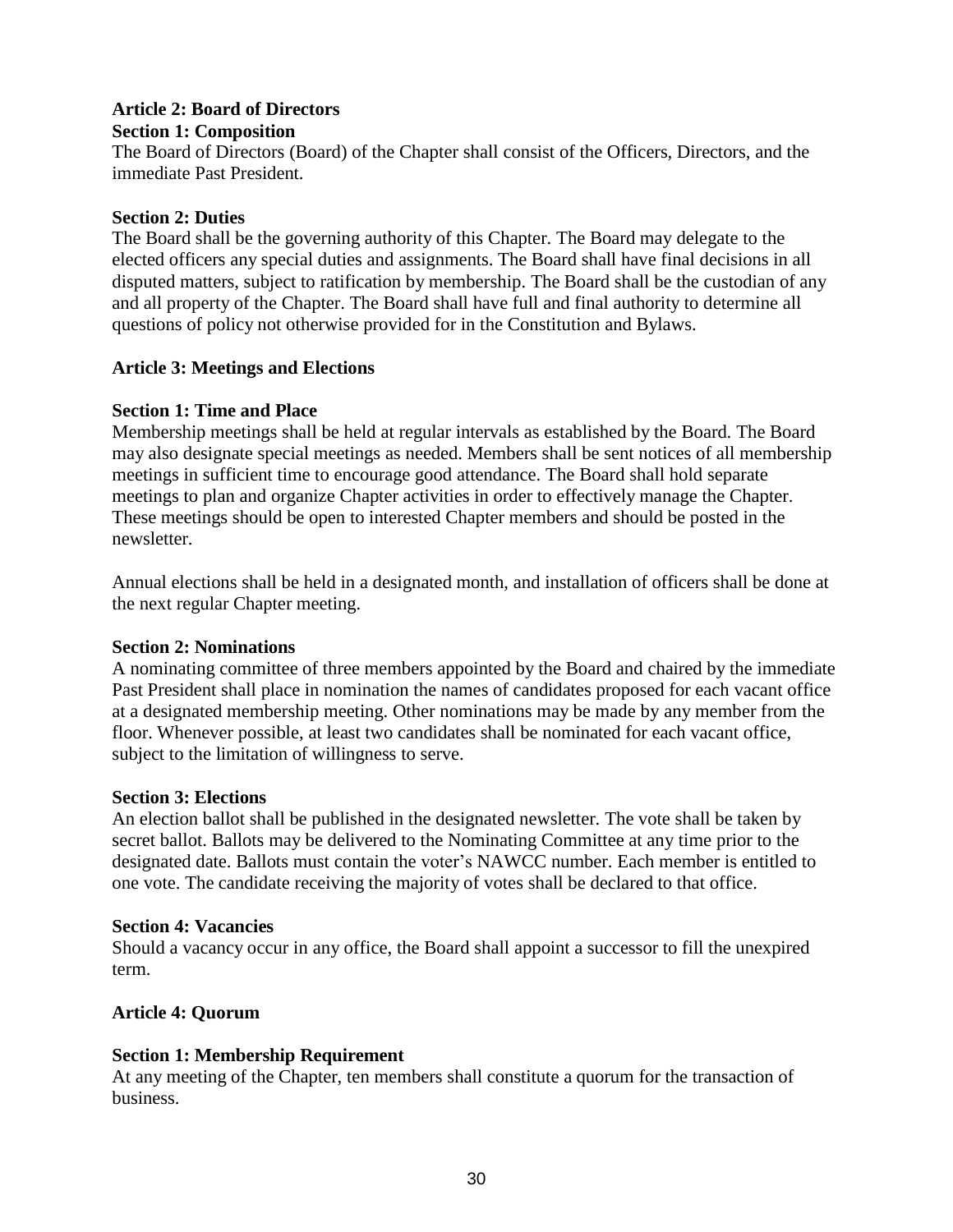**Article 2: Board of Directors**

**Section 1: Composition**

The Board of Directors (Board) of the Chapter shall consist of the Officers, Directors, and the immediate Past President.

**Section 2: Duties**

The Board shall be the governing authority of this Chapter. The Board may delegate to the elected officers any special duties and assignments. The Board shall have final decisions in all disputed matters, subject to ratification by membership. The Board shall be the custodian of any and all property of the Chapter. The Board shall have full and final authority to determine all questions of policy not otherwise provided for in the Constitution and Bylaws.

**Article 3: Meetings and Elections**

**Section 1: Time and Place**

Membership meetings shall be held at regular intervals as established by the Board. The Board may also designate special meetings as needed. Members shall be sent notices of all membership meetings in sufficient time to encourage good attendance. The Board shall hold separate meetings to plan and organize Chapter activities in order to effectively manage the Chapter. These meetings should be open to interested Chapter members and should be posted in the newsletter.

Annual elections shall be held in a designated month, and installation of officers shall be done at the next regular Chapter meeting.

**Section 2: Nominations**

A nominating committee of three members appointed by the Board and chaired by the immediate Past President shall place in nomination the names of candidates proposed for each vacant office at a designated membership meeting. Other nominations may be made by any member from the floor. Whenever possible, at least two candidates shall be nominated for each vacant office, subject to the limitation of willingness to serve.

**Section 3: Elections**

An election ballot shall be published in the designated newsletter. The vote shall be taken by secret ballot. Ballots may be delivered to the Nominating Committee at any time prior to the designated date. Ballots must contain the voter's NAWCC number. Each member is entitled to one vote. The candidate receiving the majority of votes shall be declared to that office.

**Section 4: Vacancies**

Should a vacancy occur in any office, the Board shall appoint a successor to fill the unexpired term.

**Article 4: Quorum**

**Section 1: Membership Requirement**

At any meeting of the Chapter, ten members shall constitute a quorum for the transaction of business.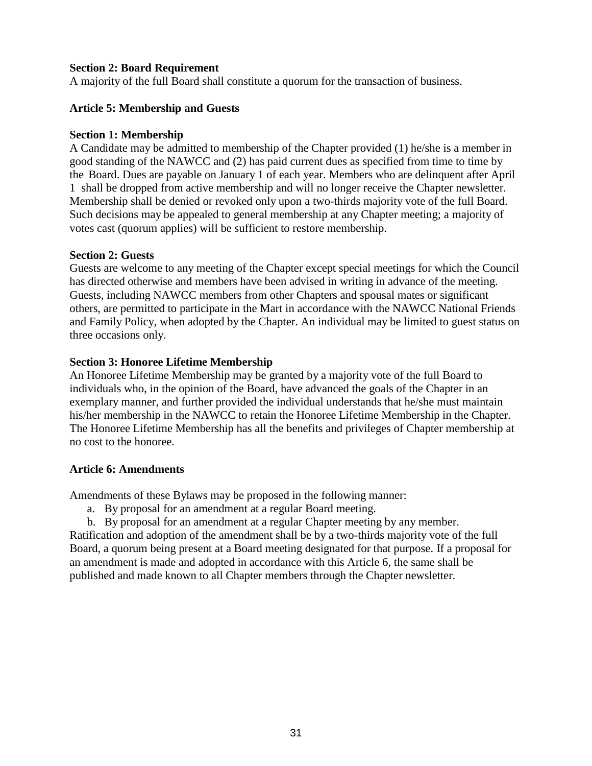**Section 2: Board Requirement**
A majority of the full Board shall constitute a quorum for the transaction of business.

**Article 5: Membership and Guests**

**Section 1: Membership**
A Candidate may be admitted to membership of the Chapter provided (1) he/she is a member in good standing of the NAWCC and (2) has paid current dues as specified from time to time by the Board. Dues are payable on January 1 of each year. Members who are delinquent after April 1 shall be dropped from active membership and will no longer receive the Chapter newsletter. Membership shall be denied or revoked only upon a two-thirds majority vote of the full Board. Such decisions may be appealed to general membership at any Chapter meeting; a majority of votes cast (quorum applies) will be sufficient to restore membership.

**Section 2: Guests**
Guests are welcome to any meeting of the Chapter except special meetings for which the Council has directed otherwise and members have been advised in writing in advance of the meeting. Guests, including NAWCC members from other Chapters and spousal mates or significant others, are permitted to participate in the Mart in accordance with the NAWCC National Friends and Family Policy, when adopted by the Chapter. An individual may be limited to guest status on three occasions only.

**Section 3: Honoree Lifetime Membership**
An Honoree Lifetime Membership may be granted by a majority vote of the full Board to individuals who, in the opinion of the Board, have advanced the goals of the Chapter in an exemplary manner, and further provided the individual understands that he/she must maintain his/her membership in the NAWCC to retain the Honoree Lifetime Membership in the Chapter. The Honoree Lifetime Membership has all the benefits and privileges of Chapter membership at no cost to the honoree.

**Article 6: Amendments**

Amendments of these Bylaws may be proposed in the following manner:

a. By proposal for an amendment at a regular Board meeting.
b. By proposal for an amendment at a regular Chapter meeting by any member.

Ratification and adoption of the amendment shall be by a two-thirds majority vote of the full Board, a quorum being present at a Board meeting designated for that purpose. If a proposal for an amendment is made and adopted in accordance with this Article 6, the same shall be published and made known to all Chapter members through the Chapter newsletter.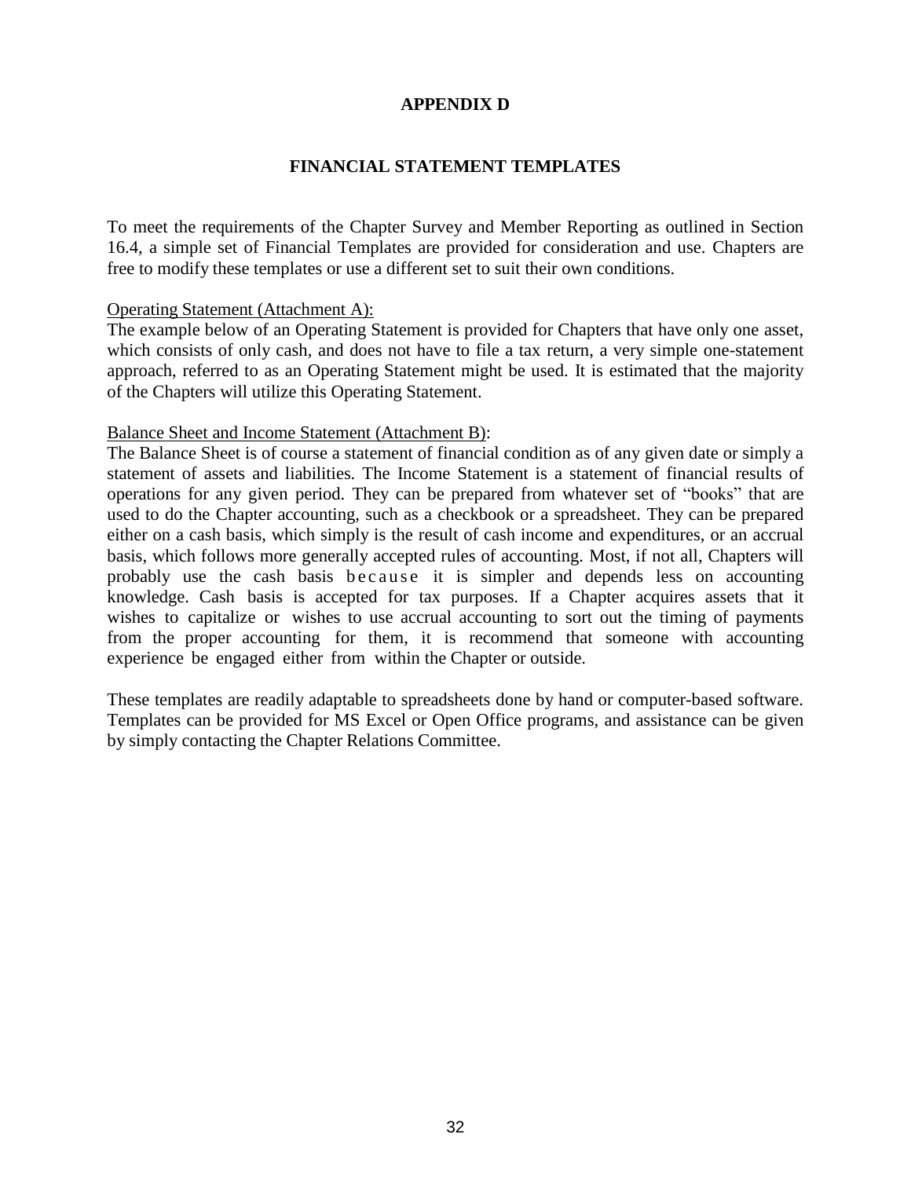# APPENDIX D

## FINANCIAL STATEMENT TEMPLATES

To meet the requirements of the Chapter Survey and Member Reporting as outlined in Section 16.4, a simple set of Financial Templates are provided for consideration and use. Chapters are free to modify these templates or use a different set to suit their own conditions.

<u>Operating Statement (Attachment A):</u>
The example below of an Operating Statement is provided for Chapters that have only one asset, which consists of only cash, and does not have to file a tax return, a very simple one-statement approach, referred to as an Operating Statement might be used. It is estimated that the majority of the Chapters will utilize this Operating Statement.

<u>Balance Sheet and Income Statement (Attachment B)</u>:
The Balance Sheet is of course a statement of financial condition as of any given date or simply a statement of assets and liabilities. The Income Statement is a statement of financial results of operations for any given period. They can be prepared from whatever set of "books" that are used to do the Chapter accounting, such as a checkbook or a spreadsheet. They can be prepared either on a cash basis, which simply is the result of cash income and expenditures, or an accrual basis, which follows more generally accepted rules of accounting. Most, if not all, Chapters will probably use the cash basis because it is simpler and depends less on accounting knowledge. Cash basis is accepted for tax purposes. If a Chapter acquires assets that it wishes to capitalize or wishes to use accrual accounting to sort out the timing of payments from the proper accounting for them, it is recommend that someone with accounting experience be engaged either from within the Chapter or outside.

These templates are readily adaptable to spreadsheets done by hand or computer-based software. Templates can be provided for MS Excel or Open Office programs, and assistance can be given by simply contacting the Chapter Relations Committee.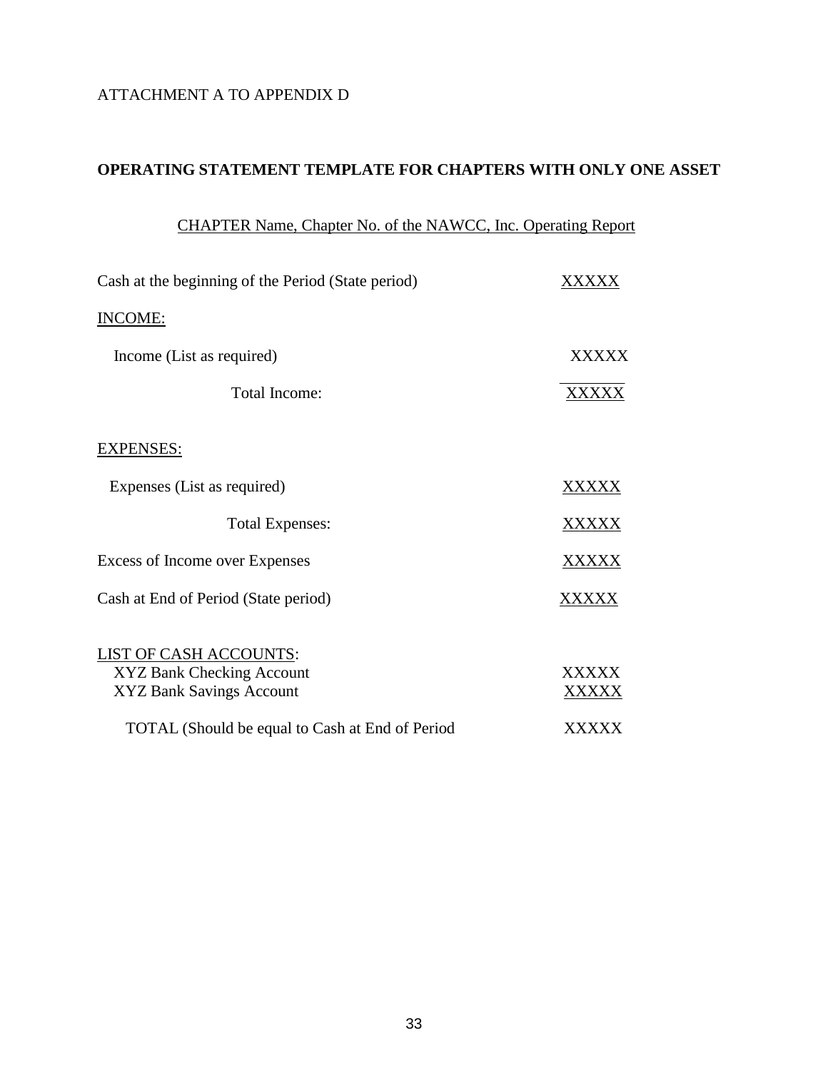ATTACHMENT A TO APPENDIX D

**OPERATING STATEMENT TEMPLATE FOR CHAPTERS WITH ONLY ONE ASSET**

CHAPTER Name, Chapter No. of the NAWCC, Inc. Operating Report

| | |
|---|---|
| Cash at the beginning of the Period (State period) | XXXXX |
| INCOME: | |
| Income (List as required) | XXXXX |
| Total Income: | XXXXX |
| EXPENSES: | |
| Expenses (List as required) | XXXXX |
| Total Expenses: | XXXXX |
| Excess of Income over Expenses | XXXXX |
| Cash at End of Period (State period) | XXXXX |
| LIST OF CASH ACCOUNTS: | |
| XYZ Bank Checking Account | XXXXX |
| XYZ Bank Savings Account | XXXXX |
| TOTAL (Should be equal to Cash at End of Period | XXXXX |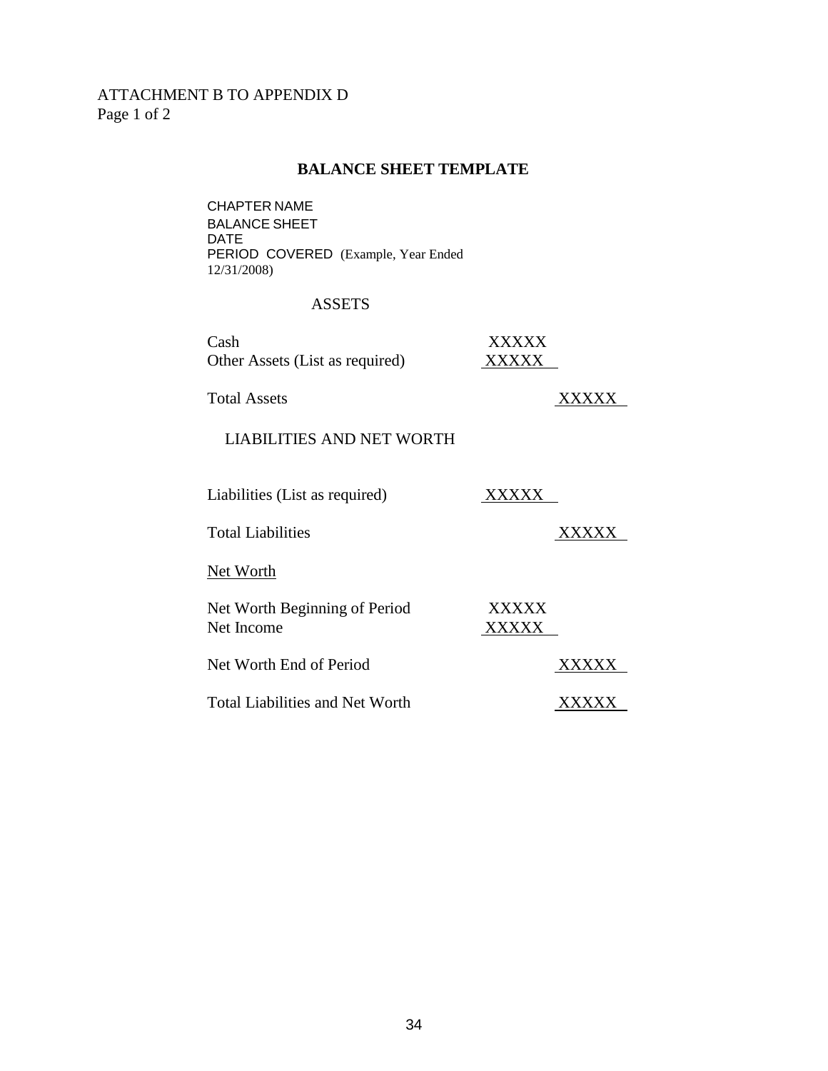ATTACHMENT B TO APPENDIX D
Page 1 of 2

## BALANCE SHEET TEMPLATE

CHAPTER NAME
BALANCE SHEET
DATE
PERIOD COVERED (Example, Year Ended 12/31/2008)

| ASSETS | | |
|---|---|---|
| Cash | XXXXX | |
| Other Assets (List as required) | XXXXX | |
| Total Assets | | XXXXX |
| **LIABILITIES AND NET WORTH** | | |
| Liabilities (List as required) | XXXXX | |
| Total Liabilities | | XXXXX |
| Net Worth | | |
| Net Worth Beginning of Period | XXXXX | |
| Net Income | XXXXX | |
| Net Worth End of Period | | XXXXX |
| Total Liabilities and Net Worth | | XXXXX |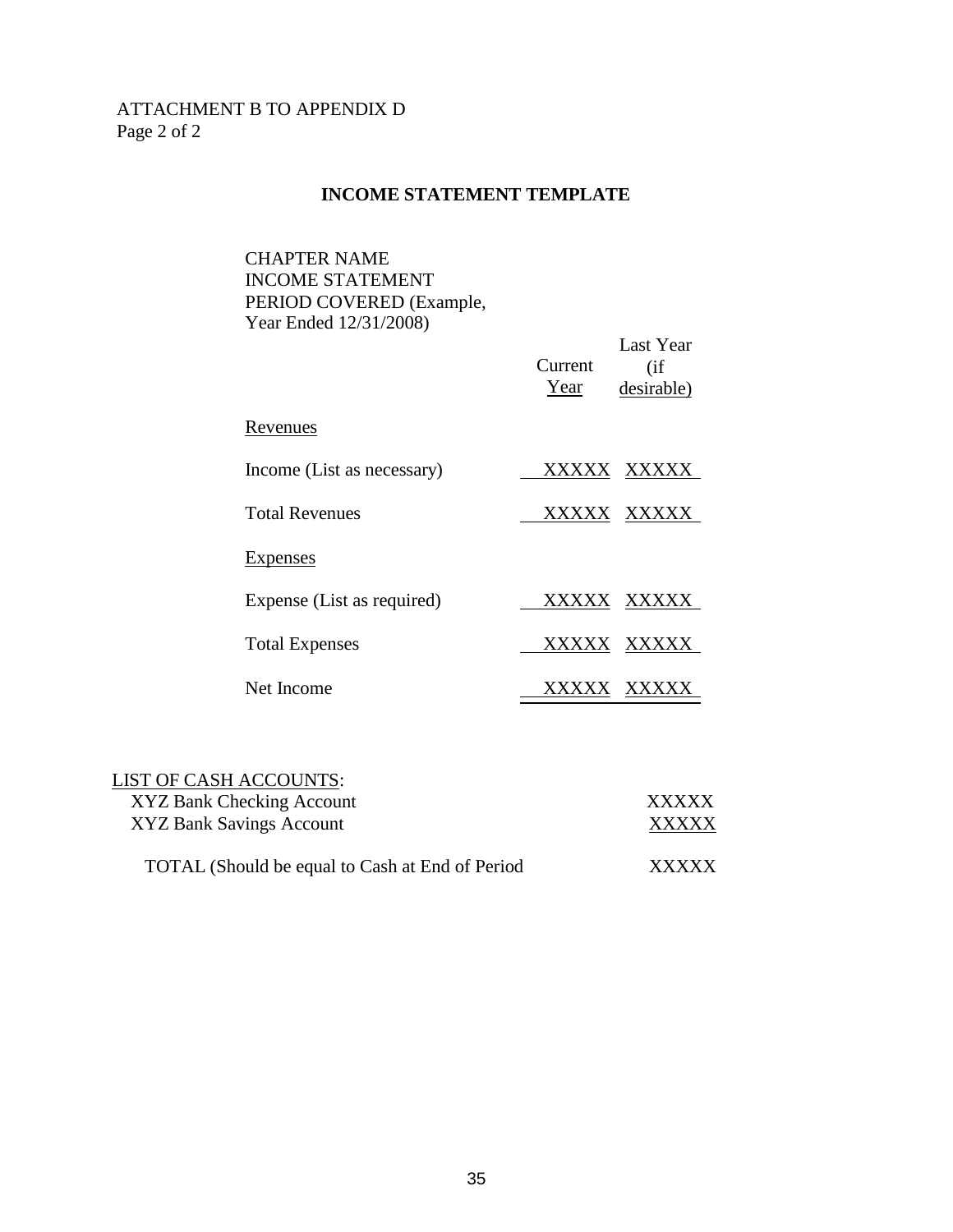ATTACHMENT B TO APPENDIX D
Page 2 of 2

## INCOME STATEMENT TEMPLATE

CHAPTER NAME
INCOME STATEMENT
PERIOD COVERED (Example, Year Ended 12/31/2008)

| | Current Year | Last Year (if desirable) |
|---|---|---|
| Revenues | | |
| Income (List as necessary) | XXXXX | XXXXX |
| Total Revenues | XXXXX | XXXXX |
| Expenses | | |
| Expense (List as required) | XXXXX | XXXXX |
| Total Expenses | XXXXX | XXXXX |
| Net Income | XXXXX | XXXXX |

LIST OF CASH ACCOUNTS:

| | |
|---|---|
| XYZ Bank Checking Account | XXXXX |
| XYZ Bank Savings Account | XXXXX |
| TOTAL (Should be equal to Cash at End of Period | XXXXX |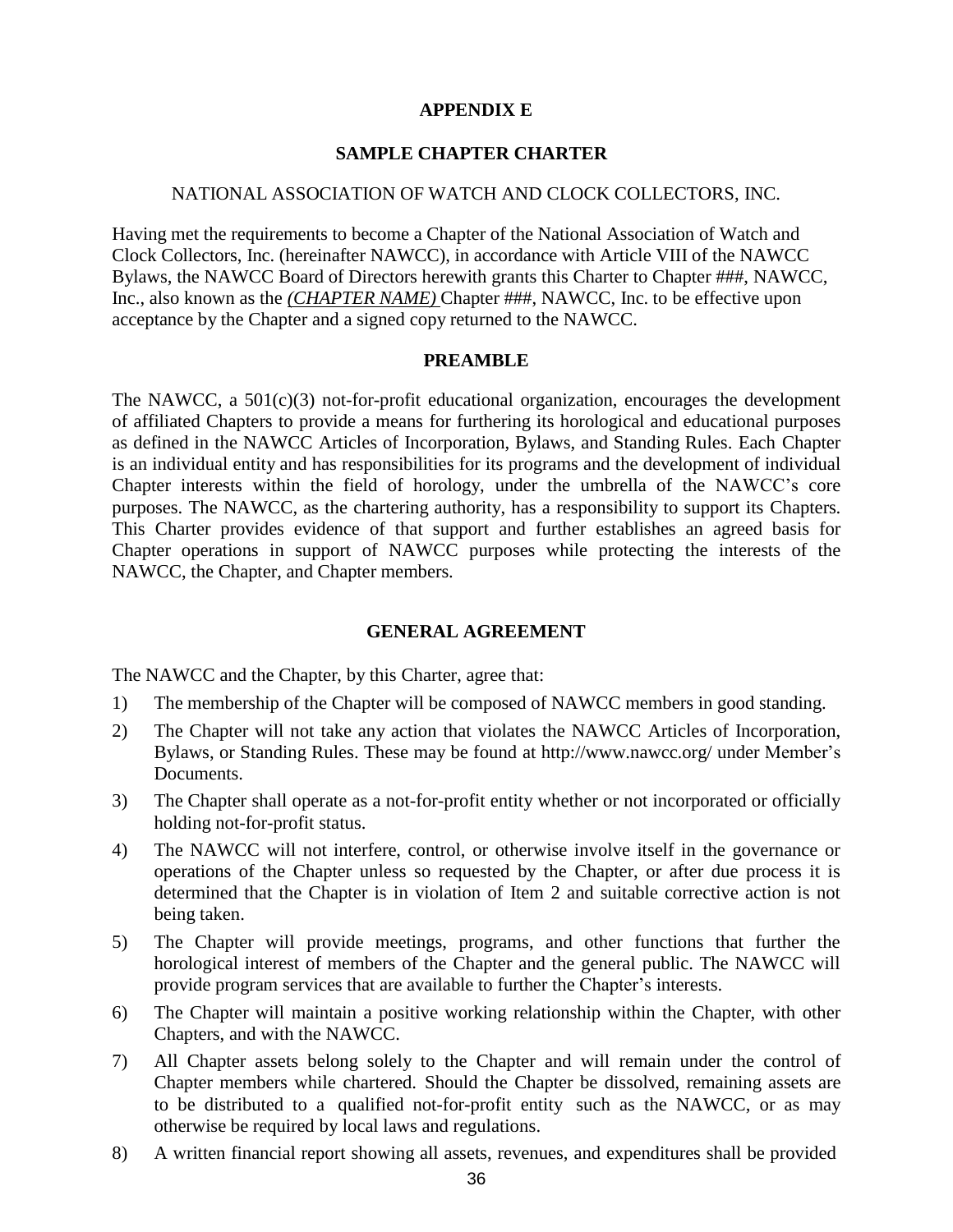## APPENDIX E

## SAMPLE CHAPTER CHARTER

NATIONAL ASSOCIATION OF WATCH AND CLOCK COLLECTORS, INC.

Having met the requirements to become a Chapter of the National Association of Watch and Clock Collectors, Inc. (hereinafter NAWCC), in accordance with Article VIII of the NAWCC Bylaws, the NAWCC Board of Directors herewith grants this Charter to Chapter ###, NAWCC, Inc., also known as the *(CHAPTER NAME)* Chapter ###, NAWCC, Inc. to be effective upon acceptance by the Chapter and a signed copy returned to the NAWCC.

### PREAMBLE

The NAWCC, a 501(c)(3) not-for-profit educational organization, encourages the development of affiliated Chapters to provide a means for furthering its horological and educational purposes as defined in the NAWCC Articles of Incorporation, Bylaws, and Standing Rules. Each Chapter is an individual entity and has responsibilities for its programs and the development of individual Chapter interests within the field of horology, under the umbrella of the NAWCC's core purposes. The NAWCC, as the chartering authority, has a responsibility to support its Chapters. This Charter provides evidence of that support and further establishes an agreed basis for Chapter operations in support of NAWCC purposes while protecting the interests of the NAWCC, the Chapter, and Chapter members.

### GENERAL AGREEMENT

The NAWCC and the Chapter, by this Charter, agree that:

1) The membership of the Chapter will be composed of NAWCC members in good standing.
2) The Chapter will not take any action that violates the NAWCC Articles of Incorporation, Bylaws, or Standing Rules. These may be found at http://www.nawcc.org/ under Member's Documents.
3) The Chapter shall operate as a not-for-profit entity whether or not incorporated or officially holding not-for-profit status.
4) The NAWCC will not interfere, control, or otherwise involve itself in the governance or operations of the Chapter unless so requested by the Chapter, or after due process it is determined that the Chapter is in violation of Item 2 and suitable corrective action is not being taken.
5) The Chapter will provide meetings, programs, and other functions that further the horological interest of members of the Chapter and the general public. The NAWCC will provide program services that are available to further the Chapter's interests.
6) The Chapter will maintain a positive working relationship within the Chapter, with other Chapters, and with the NAWCC.
7) All Chapter assets belong solely to the Chapter and will remain under the control of Chapter members while chartered. Should the Chapter be dissolved, remaining assets are to be distributed to a qualified not-for-profit entity such as the NAWCC, or as may otherwise be required by local laws and regulations.
8) A written financial report showing all assets, revenues, and expenditures shall be provided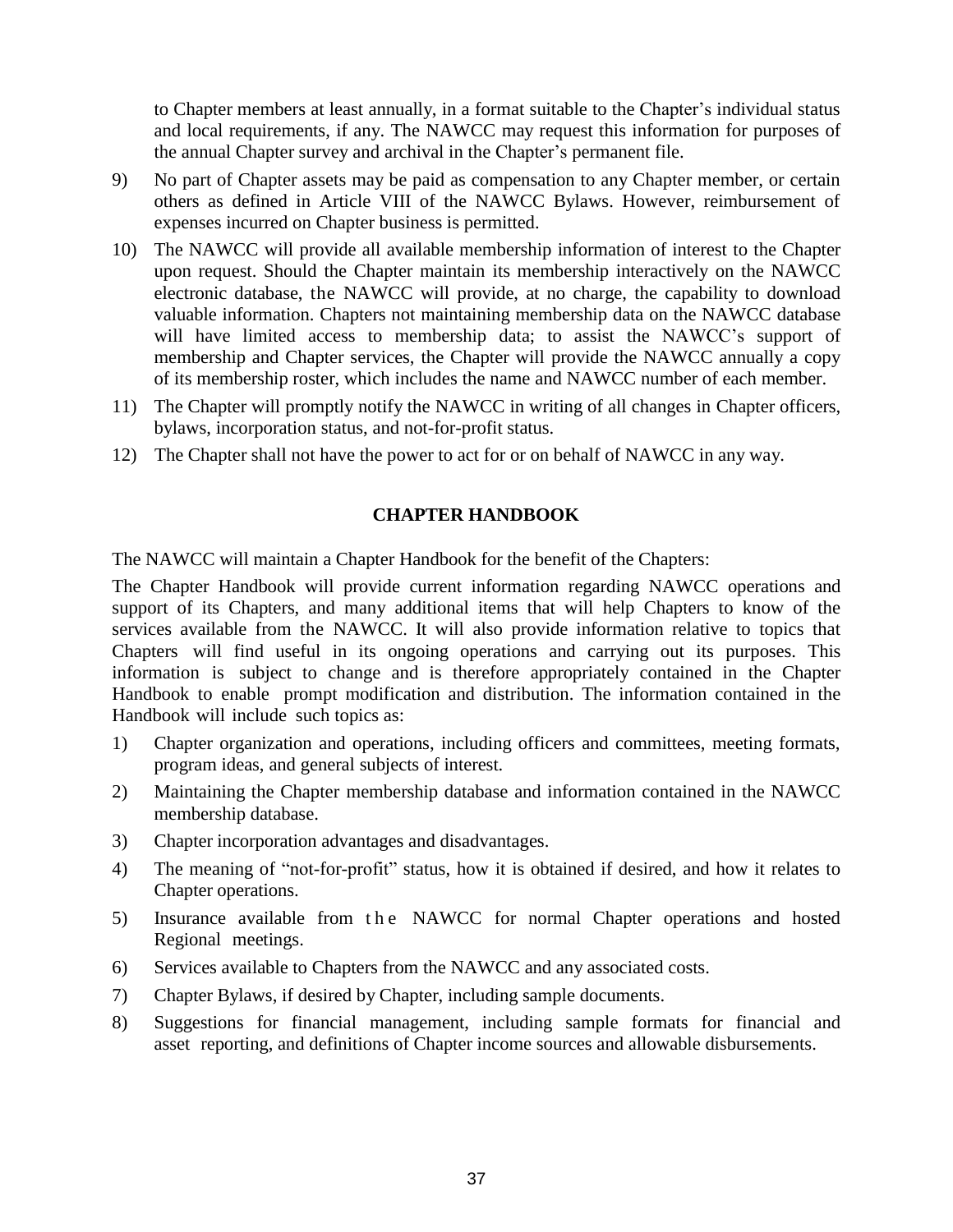to Chapter members at least annually, in a format suitable to the Chapter's individual status and local requirements, if any. The NAWCC may request this information for purposes of the annual Chapter survey and archival in the Chapter's permanent file.

9) No part of Chapter assets may be paid as compensation to any Chapter member, or certain others as defined in Article VIII of the NAWCC Bylaws. However, reimbursement of expenses incurred on Chapter business is permitted.

10) The NAWCC will provide all available membership information of interest to the Chapter upon request. Should the Chapter maintain its membership interactively on the NAWCC electronic database, the NAWCC will provide, at no charge, the capability to download valuable information. Chapters not maintaining membership data on the NAWCC database will have limited access to membership data; to assist the NAWCC's support of membership and Chapter services, the Chapter will provide the NAWCC annually a copy of its membership roster, which includes the name and NAWCC number of each member.

11) The Chapter will promptly notify the NAWCC in writing of all changes in Chapter officers, bylaws, incorporation status, and not-for-profit status.

12) The Chapter shall not have the power to act for or on behalf of NAWCC in any way.

## CHAPTER HANDBOOK

The NAWCC will maintain a Chapter Handbook for the benefit of the Chapters:

The Chapter Handbook will provide current information regarding NAWCC operations and support of its Chapters, and many additional items that will help Chapters to know of the services available from the NAWCC. It will also provide information relative to topics that Chapters will find useful in its ongoing operations and carrying out its purposes. This information is subject to change and is therefore appropriately contained in the Chapter Handbook to enable prompt modification and distribution. The information contained in the Handbook will include such topics as:

1) Chapter organization and operations, including officers and committees, meeting formats, program ideas, and general subjects of interest.

2) Maintaining the Chapter membership database and information contained in the NAWCC membership database.

3) Chapter incorporation advantages and disadvantages.

4) The meaning of "not-for-profit" status, how it is obtained if desired, and how it relates to Chapter operations.

5) Insurance available from the NAWCC for normal Chapter operations and hosted Regional meetings.

6) Services available to Chapters from the NAWCC and any associated costs.

7) Chapter Bylaws, if desired by Chapter, including sample documents.

8) Suggestions for financial management, including sample formats for financial and asset reporting, and definitions of Chapter income sources and allowable disbursements.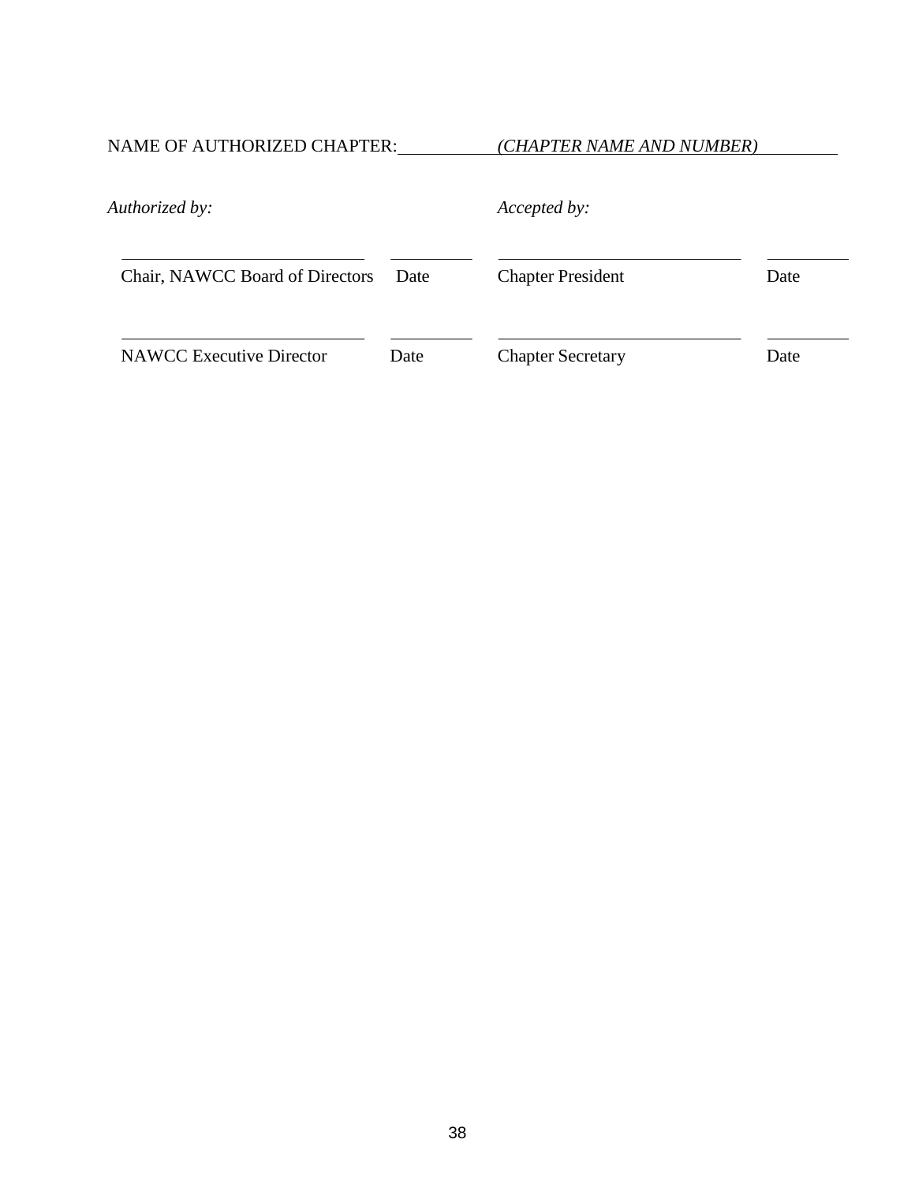NAME OF AUTHORIZED CHAPTER: *(CHAPTER NAME AND NUMBER)*

| *Authorized by:* | | *Accepted by:* | |
|---|---|---|---|
| \_\_\_\_\_\_\_\_\_\_\_\_\_\_\_\_\_\_\_\_\_\_\_\_\_\_ | \_\_\_\_\_\_\_\_\_ | \_\_\_\_\_\_\_\_\_\_\_\_\_\_\_\_\_\_\_\_\_\_\_\_\_\_ | \_\_\_\_\_\_\_\_\_ |
| Chair, NAWCC Board of Directors | Date | Chapter President | Date |
| \_\_\_\_\_\_\_\_\_\_\_\_\_\_\_\_\_\_\_\_\_\_\_\_\_\_ | \_\_\_\_\_\_\_\_\_ | \_\_\_\_\_\_\_\_\_\_\_\_\_\_\_\_\_\_\_\_\_\_\_\_\_\_ | \_\_\_\_\_\_\_\_\_ |
| NAWCC Executive Director | Date | Chapter Secretary | Date |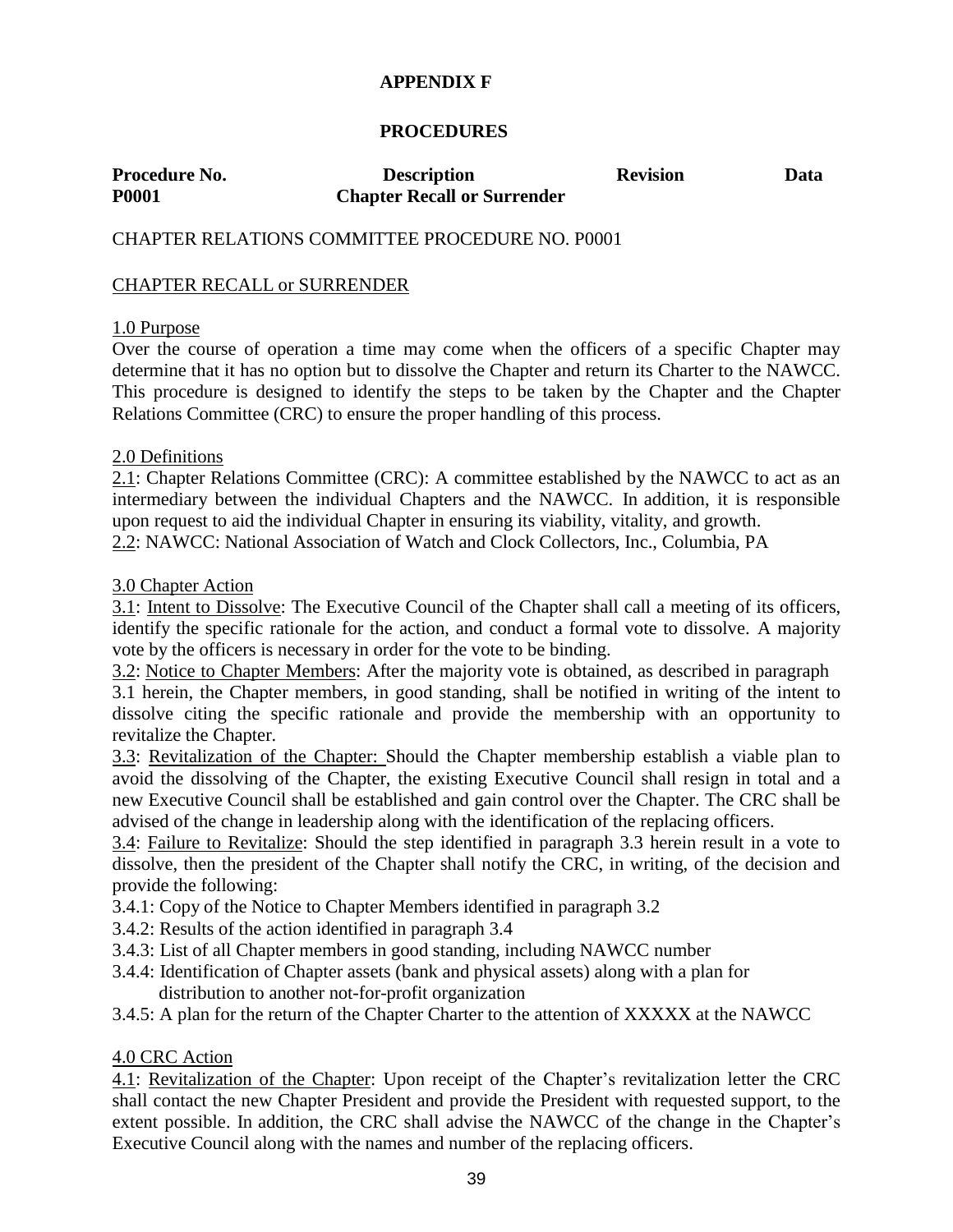## APPENDIX F

## PROCEDURES

| Procedure No. | Description | Revision | Data |
|---|---|---|---|
| P0001 | Chapter Recall or Surrender | | |

CHAPTER RELATIONS COMMITTEE PROCEDURE NO. P0001

CHAPTER RECALL or SURRENDER

1.0 Purpose

Over the course of operation a time may come when the officers of a specific Chapter may determine that it has no option but to dissolve the Chapter and return its Charter to the NAWCC. This procedure is designed to identify the steps to be taken by the Chapter and the Chapter Relations Committee (CRC) to ensure the proper handling of this process.

2.0 Definitions

2.1: Chapter Relations Committee (CRC): A committee established by the NAWCC to act as an intermediary between the individual Chapters and the NAWCC. In addition, it is responsible upon request to aid the individual Chapter in ensuring its viability, vitality, and growth.

2.2: NAWCC: National Association of Watch and Clock Collectors, Inc., Columbia, PA

3.0 Chapter Action

3.1: Intent to Dissolve: The Executive Council of the Chapter shall call a meeting of its officers, identify the specific rationale for the action, and conduct a formal vote to dissolve. A majority vote by the officers is necessary in order for the vote to be binding.

3.2: Notice to Chapter Members: After the majority vote is obtained, as described in paragraph 3.1 herein, the Chapter members, in good standing, shall be notified in writing of the intent to dissolve citing the specific rationale and provide the membership with an opportunity to revitalize the Chapter.

3.3: Revitalization of the Chapter: Should the Chapter membership establish a viable plan to avoid the dissolving of the Chapter, the existing Executive Council shall resign in total and a new Executive Council shall be established and gain control over the Chapter. The CRC shall be advised of the change in leadership along with the identification of the replacing officers.

3.4: Failure to Revitalize: Should the step identified in paragraph 3.3 herein result in a vote to dissolve, then the president of the Chapter shall notify the CRC, in writing, of the decision and provide the following:

3.4.1: Copy of the Notice to Chapter Members identified in paragraph 3.2

3.4.2: Results of the action identified in paragraph 3.4

3.4.3: List of all Chapter members in good standing, including NAWCC number

3.4.4: Identification of Chapter assets (bank and physical assets) along with a plan for distribution to another not-for-profit organization

3.4.5: A plan for the return of the Chapter Charter to the attention of XXXXX at the NAWCC

4.0 CRC Action

4.1: Revitalization of the Chapter: Upon receipt of the Chapter's revitalization letter the CRC shall contact the new Chapter President and provide the President with requested support, to the extent possible. In addition, the CRC shall advise the NAWCC of the change in the Chapter's Executive Council along with the names and number of the replacing officers.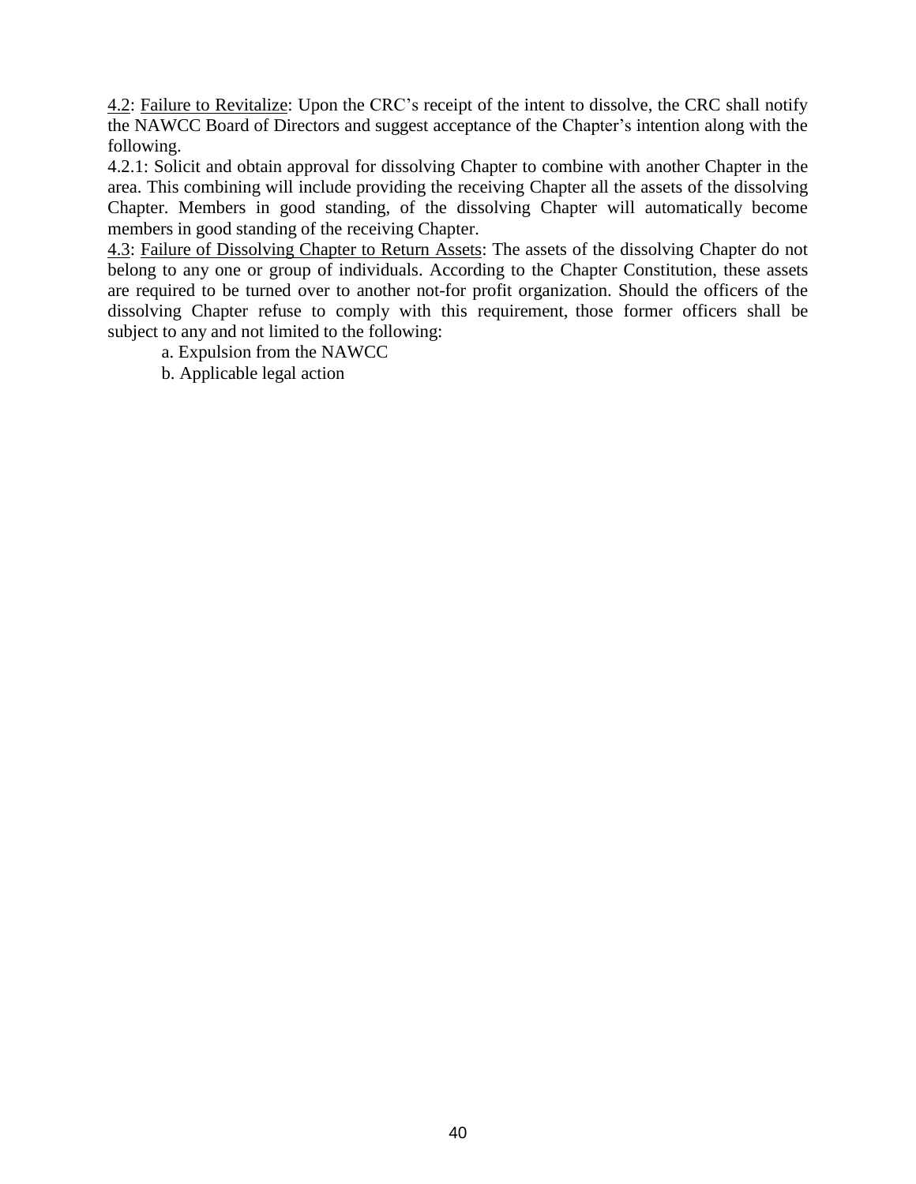4.2: Failure to Revitalize: Upon the CRC's receipt of the intent to dissolve, the CRC shall notify the NAWCC Board of Directors and suggest acceptance of the Chapter's intention along with the following.

4.2.1: Solicit and obtain approval for dissolving Chapter to combine with another Chapter in the area. This combining will include providing the receiving Chapter all the assets of the dissolving Chapter. Members in good standing, of the dissolving Chapter will automatically become members in good standing of the receiving Chapter.

4.3: Failure of Dissolving Chapter to Return Assets: The assets of the dissolving Chapter do not belong to any one or group of individuals. According to the Chapter Constitution, these assets are required to be turned over to another not-for profit organization. Should the officers of the dissolving Chapter refuse to comply with this requirement, those former officers shall be subject to any and not limited to the following:

a. Expulsion from the NAWCC

b. Applicable legal action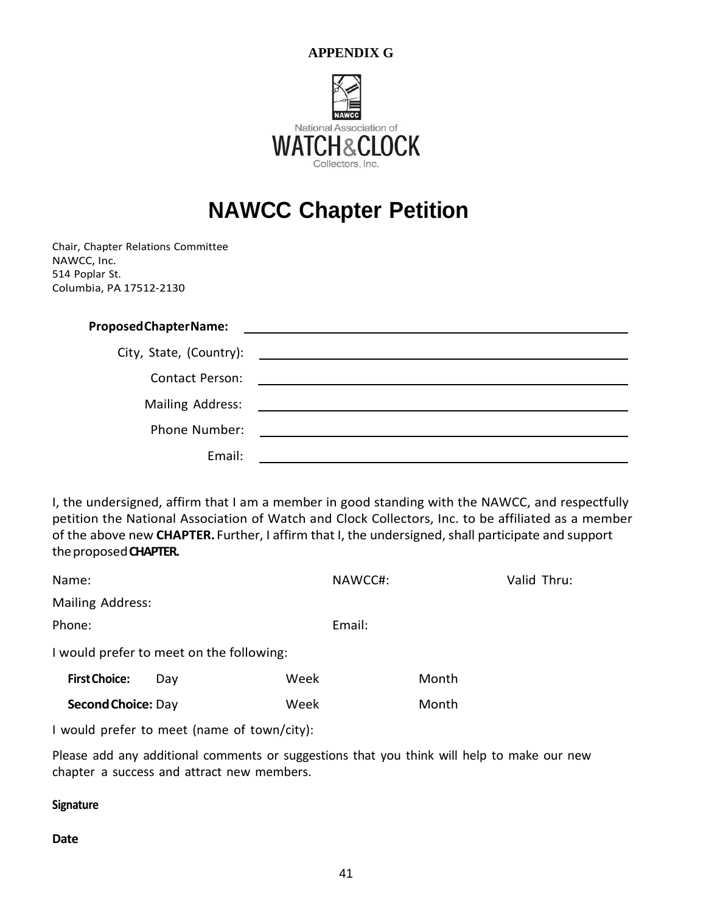**APPENDIX G**

National Association of
WATCH&CLOCK
Collectors, Inc.

# NAWCC Chapter Petition

Chair, Chapter Relations Committee
NAWCC, Inc.
514 Poplar St.
Columbia, PA 17512-2130

**Proposed Chapter Name:** ____________________

City, State, (Country): ____________________

Contact Person: ____________________

Mailing Address: ____________________

Phone Number: ____________________

Email: ____________________

I, the undersigned, affirm that I am a member in good standing with the NAWCC, and respectfully petition the National Association of Watch and Clock Collectors, Inc. to be affiliated as a member of the above new **CHAPTER.** Further, I affirm that I, the undersigned, shall participate and support the proposed **CHAPTER.**

Name: NAWCC#: Valid Thru:

Mailing Address:

Phone: Email:

I would prefer to meet on the following:

**First Choice:** Day Week Month

**Second Choice:** Day Week Month

I would prefer to meet (name of town/city):

Please add any additional comments or suggestions that you think will help to make our new chapter a success and attract new members.

**Signature**

**Date**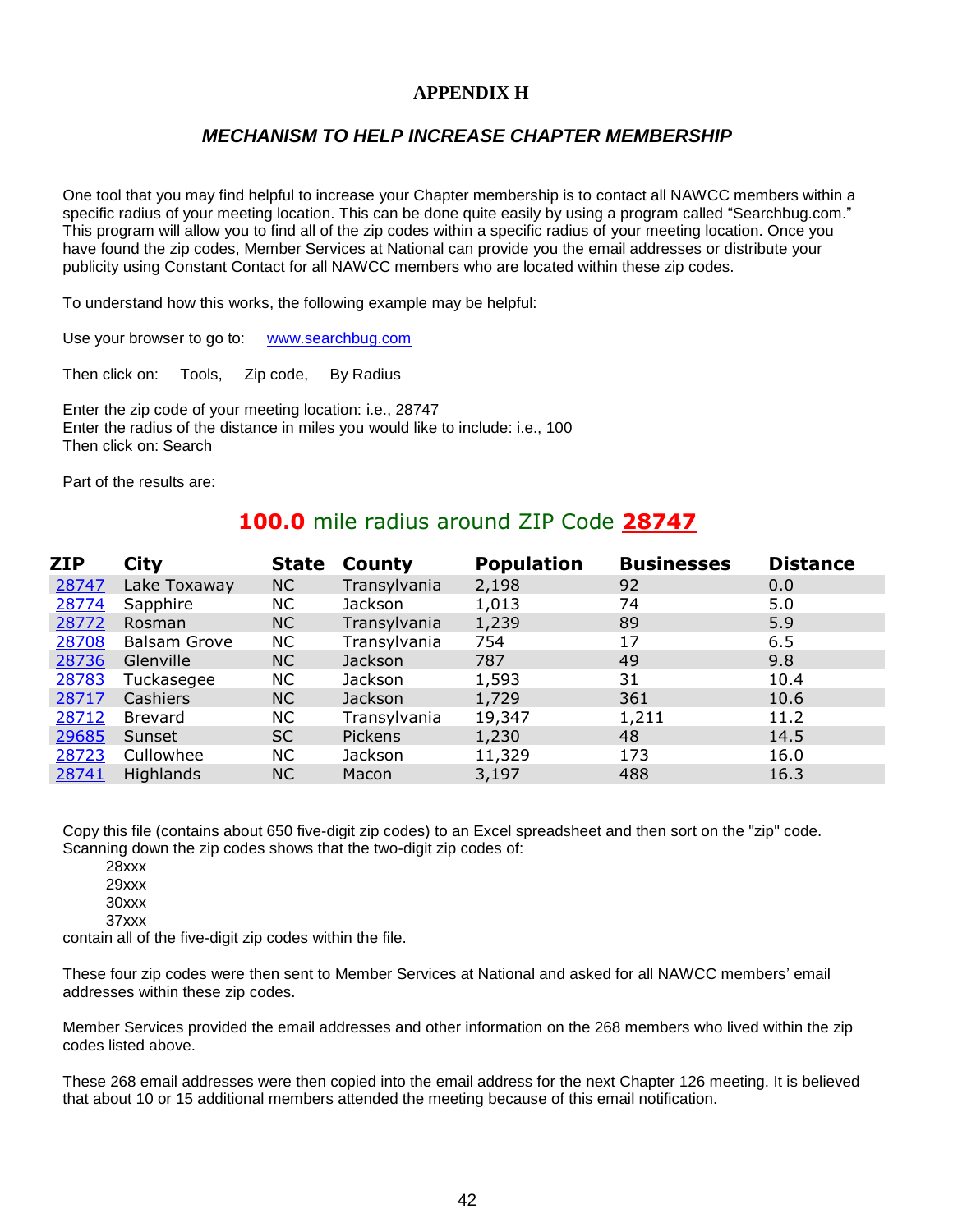# APPENDIX H

## *MECHANISM TO HELP INCREASE CHAPTER MEMBERSHIP*

One tool that you may find helpful to increase your Chapter membership is to contact all NAWCC members within a specific radius of your meeting location. This can be done quite easily by using a program called "Searchbug.com." This program will allow you to find all of the zip codes within a specific radius of your meeting location. Once you have found the zip codes, Member Services at National can provide you the email addresses or distribute your publicity using Constant Contact for all NAWCC members who are located within these zip codes.

To understand how this works, the following example may be helpful:

Use your browser to go to: www.searchbug.com

Then click on: Tools, Zip code, By Radius

Enter the zip code of your meeting location: i.e., 28747
Enter the radius of the distance in miles you would like to include: i.e., 100
Then click on: Search

Part of the results are:

### **100.0** mile radius around ZIP Code **28747**

| ZIP | City | State | County | Population | Businesses | Distance |
|---|---|---|---|---|---|---|
| 28747 | Lake Toxaway | NC | Transylvania | 2,198 | 92 | 0.0 |
| 28774 | Sapphire | NC | Jackson | 1,013 | 74 | 5.0 |
| 28772 | Rosman | NC | Transylvania | 1,239 | 89 | 5.9 |
| 28708 | Balsam Grove | NC | Transylvania | 754 | 17 | 6.5 |
| 28736 | Glenville | NC | Jackson | 787 | 49 | 9.8 |
| 28783 | Tuckasegee | NC | Jackson | 1,593 | 31 | 10.4 |
| 28717 | Cashiers | NC | Jackson | 1,729 | 361 | 10.6 |
| 28712 | Brevard | NC | Transylvania | 19,347 | 1,211 | 11.2 |
| 29685 | Sunset | SC | Pickens | 1,230 | 48 | 14.5 |
| 28723 | Cullowhee | NC | Jackson | 11,329 | 173 | 16.0 |
| 28741 | Highlands | NC | Macon | 3,197 | 488 | 16.3 |

Copy this file (contains about 650 five-digit zip codes) to an Excel spreadsheet and then sort on the "zip" code. Scanning down the zip codes shows that the two-digit zip codes of:

28xxx
29xxx
30xxx
37xxx

contain all of the five-digit zip codes within the file.

These four zip codes were then sent to Member Services at National and asked for all NAWCC members' email addresses within these zip codes.

Member Services provided the email addresses and other information on the 268 members who lived within the zip codes listed above.

These 268 email addresses were then copied into the email address for the next Chapter 126 meeting. It is believed that about 10 or 15 additional members attended the meeting because of this email notification.